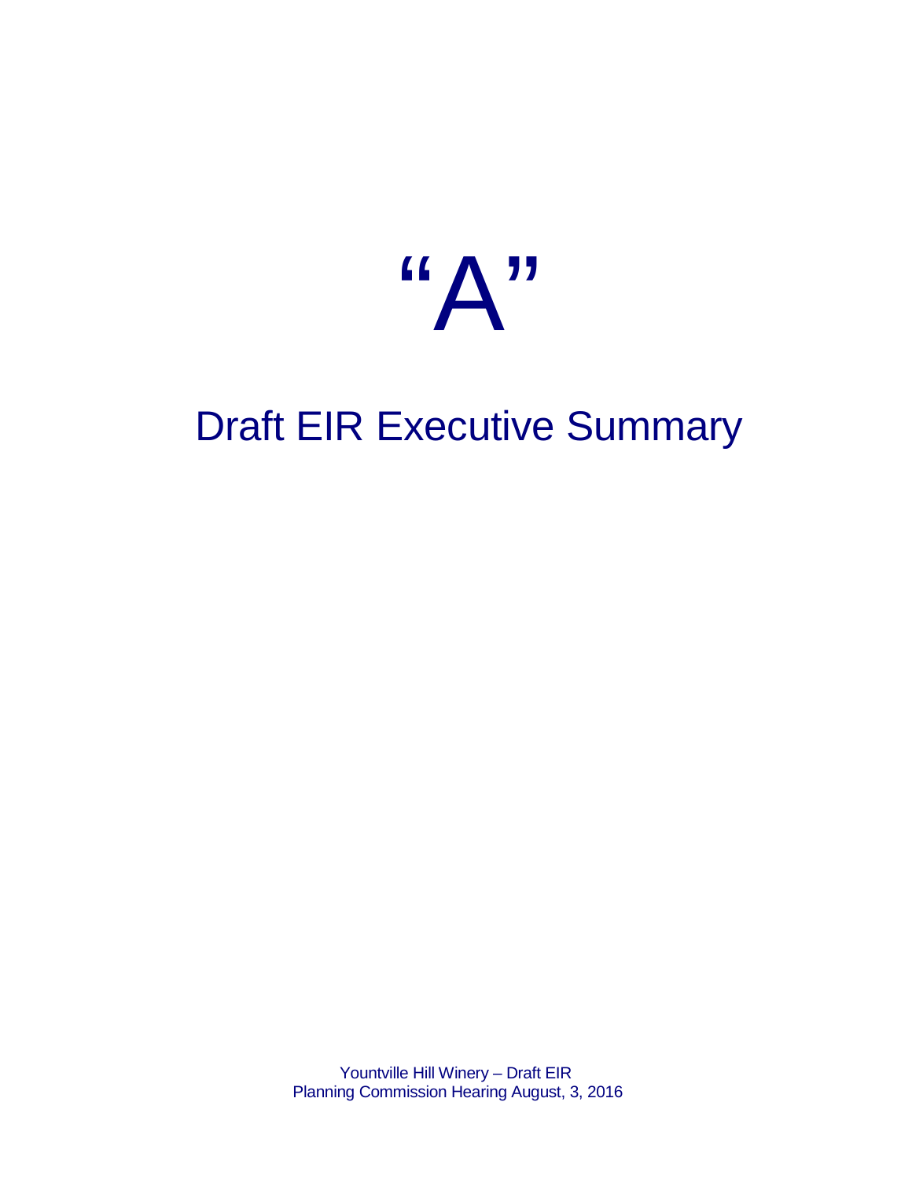# "A"

# Draft EIR Executive Summary

Yountville Hill Winery – Draft EIR
Planning Commission Hearing August, 3, 2016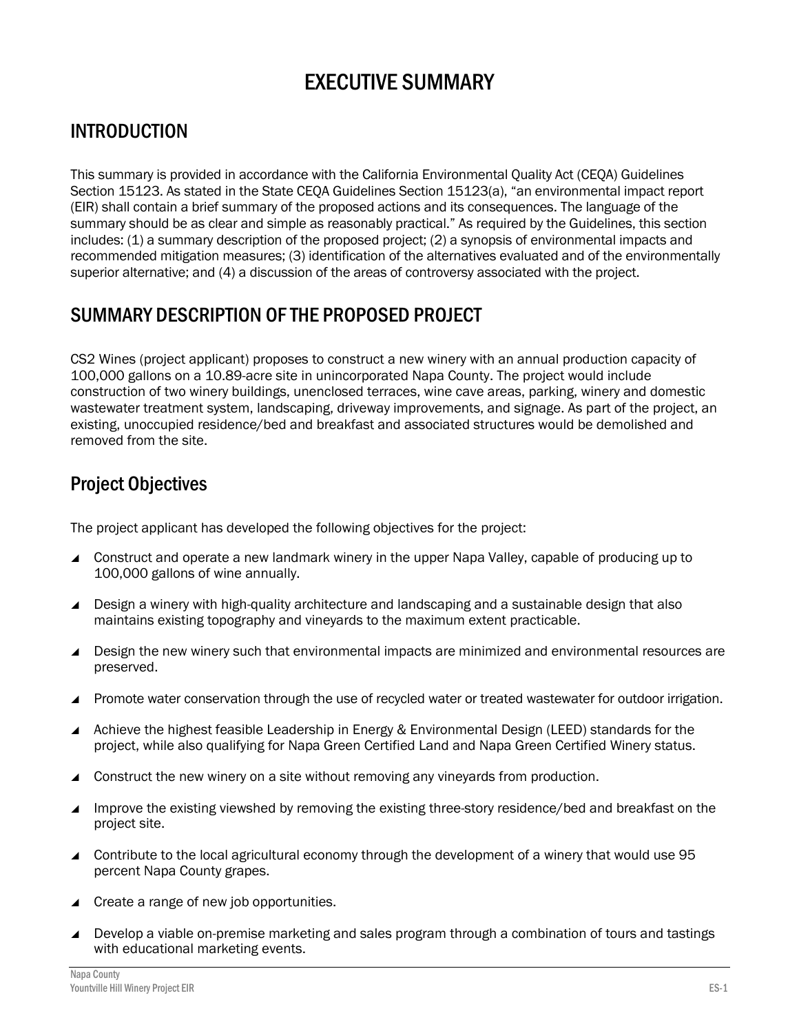# EXECUTIVE SUMMARY

## INTRODUCTION

This summary is provided in accordance with the California Environmental Quality Act (CEQA) Guidelines Section 15123. As stated in the State CEQA Guidelines Section 15123(a), "an environmental impact report (EIR) shall contain a brief summary of the proposed actions and its consequences. The language of the summary should be as clear and simple as reasonably practical." As required by the Guidelines, this section includes: (1) a summary description of the proposed project; (2) a synopsis of environmental impacts and recommended mitigation measures; (3) identification of the alternatives evaluated and of the environmentally superior alternative; and (4) a discussion of the areas of controversy associated with the project.

## SUMMARY DESCRIPTION OF THE PROPOSED PROJECT

CS2 Wines (project applicant) proposes to construct a new winery with an annual production capacity of 100,000 gallons on a 10.89-acre site in unincorporated Napa County. The project would include construction of two winery buildings, unenclosed terraces, wine cave areas, parking, winery and domestic wastewater treatment system, landscaping, driveway improvements, and signage. As part of the project, an existing, unoccupied residence/bed and breakfast and associated structures would be demolished and removed from the site.

### Project Objectives

The project applicant has developed the following objectives for the project:

- Construct and operate a new landmark winery in the upper Napa Valley, capable of producing up to 100,000 gallons of wine annually.
- Design a winery with high-quality architecture and landscaping and a sustainable design that also maintains existing topography and vineyards to the maximum extent practicable.
- Design the new winery such that environmental impacts are minimized and environmental resources are preserved.
- Promote water conservation through the use of recycled water or treated wastewater for outdoor irrigation.
- Achieve the highest feasible Leadership in Energy & Environmental Design (LEED) standards for the project, while also qualifying for Napa Green Certified Land and Napa Green Certified Winery status.
- Construct the new winery on a site without removing any vineyards from production.
- Improve the existing viewshed by removing the existing three-story residence/bed and breakfast on the project site.
- Contribute to the local agricultural economy through the development of a winery that would use 95 percent Napa County grapes.
- Create a range of new job opportunities.
- Develop a viable on-premise marketing and sales program through a combination of tours and tastings with educational marketing events.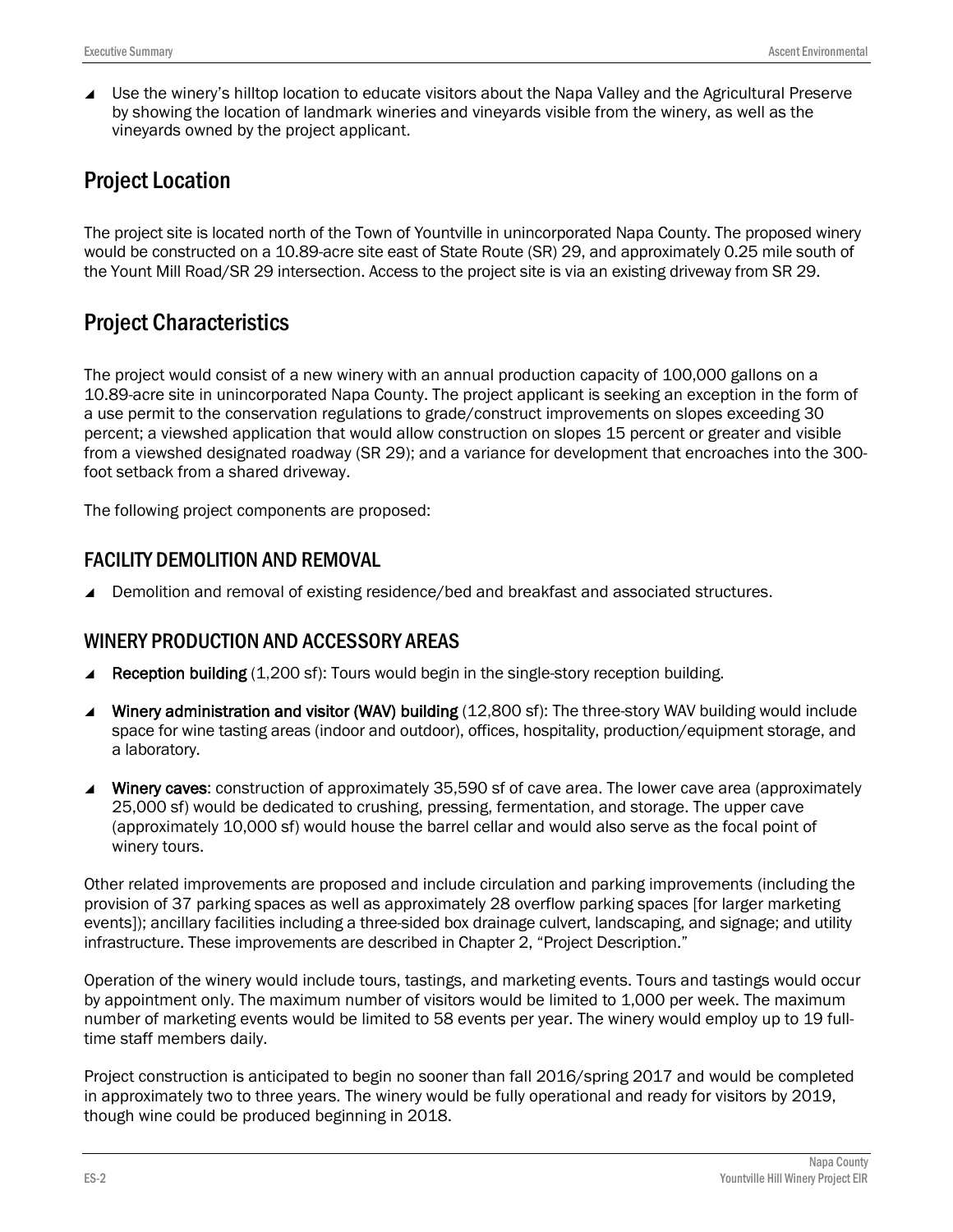- Use the winery's hilltop location to educate visitors about the Napa Valley and the Agricultural Preserve by showing the location of landmark wineries and vineyards visible from the winery, as well as the vineyards owned by the project applicant.

## Project Location

The project site is located north of the Town of Yountville in unincorporated Napa County. The proposed winery would be constructed on a 10.89-acre site east of State Route (SR) 29, and approximately 0.25 mile south of the Yount Mill Road/SR 29 intersection. Access to the project site is via an existing driveway from SR 29.

## Project Characteristics

The project would consist of a new winery with an annual production capacity of 100,000 gallons on a 10.89-acre site in unincorporated Napa County. The project applicant is seeking an exception in the form of a use permit to the conservation regulations to grade/construct improvements on slopes exceeding 30 percent; a viewshed application that would allow construction on slopes 15 percent or greater and visible from a viewshed designated roadway (SR 29); and a variance for development that encroaches into the 300-foot setback from a shared driveway.

The following project components are proposed:

### FACILITY DEMOLITION AND REMOVAL

- Demolition and removal of existing residence/bed and breakfast and associated structures.

### WINERY PRODUCTION AND ACCESSORY AREAS

- **Reception building** (1,200 sf): Tours would begin in the single-story reception building.
- **Winery administration and visitor (WAV) building** (12,800 sf): The three-story WAV building would include space for wine tasting areas (indoor and outdoor), offices, hospitality, production/equipment storage, and a laboratory.
- **Winery caves**: construction of approximately 35,590 sf of cave area. The lower cave area (approximately 25,000 sf) would be dedicated to crushing, pressing, fermentation, and storage. The upper cave (approximately 10,000 sf) would house the barrel cellar and would also serve as the focal point of winery tours.

Other related improvements are proposed and include circulation and parking improvements (including the provision of 37 parking spaces as well as approximately 28 overflow parking spaces [for larger marketing events]); ancillary facilities including a three-sided box drainage culvert, landscaping, and signage; and utility infrastructure. These improvements are described in Chapter 2, "Project Description."

Operation of the winery would include tours, tastings, and marketing events. Tours and tastings would occur by appointment only. The maximum number of visitors would be limited to 1,000 per week. The maximum number of marketing events would be limited to 58 events per year. The winery would employ up to 19 full-time staff members daily.

Project construction is anticipated to begin no sooner than fall 2016/spring 2017 and would be completed in approximately two to three years. The winery would be fully operational and ready for visitors by 2019, though wine could be produced beginning in 2018.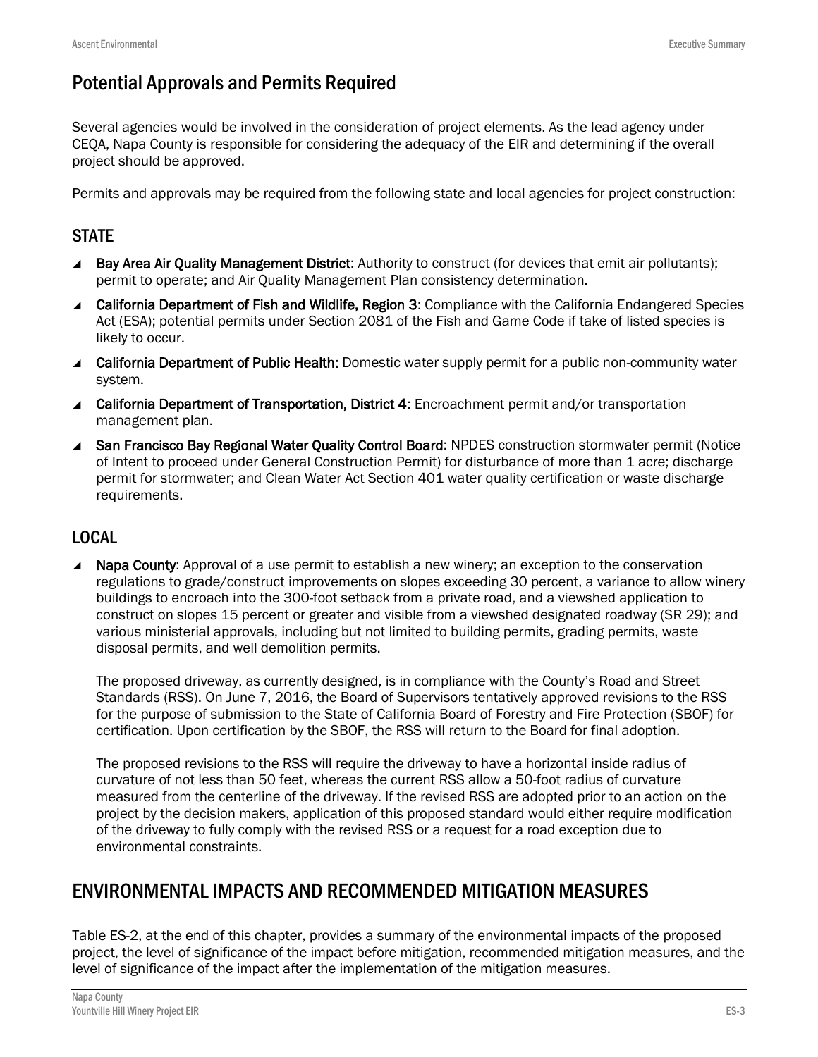## Potential Approvals and Permits Required

Several agencies would be involved in the consideration of project elements. As the lead agency under CEQA, Napa County is responsible for considering the adequacy of the EIR and determining if the overall project should be approved.

Permits and approvals may be required from the following state and local agencies for project construction:

### STATE

- **Bay Area Air Quality Management District**: Authority to construct (for devices that emit air pollutants); permit to operate; and Air Quality Management Plan consistency determination.
- **California Department of Fish and Wildlife, Region 3**: Compliance with the California Endangered Species Act (ESA); potential permits under Section 2081 of the Fish and Game Code if take of listed species is likely to occur.
- **California Department of Public Health:** Domestic water supply permit for a public non-community water system.
- **California Department of Transportation, District 4**: Encroachment permit and/or transportation management plan.
- **San Francisco Bay Regional Water Quality Control Board**: NPDES construction stormwater permit (Notice of Intent to proceed under General Construction Permit) for disturbance of more than 1 acre; discharge permit for stormwater; and Clean Water Act Section 401 water quality certification or waste discharge requirements.

### LOCAL

- **Napa County**: Approval of a use permit to establish a new winery; an exception to the conservation regulations to grade/construct improvements on slopes exceeding 30 percent, a variance to allow winery buildings to encroach into the 300-foot setback from a private road, and a viewshed application to construct on slopes 15 percent or greater and visible from a viewshed designated roadway (SR 29); and various ministerial approvals, including but not limited to building permits, grading permits, waste disposal permits, and well demolition permits.

  The proposed driveway, as currently designed, is in compliance with the County's Road and Street Standards (RSS). On June 7, 2016, the Board of Supervisors tentatively approved revisions to the RSS for the purpose of submission to the State of California Board of Forestry and Fire Protection (SBOF) for certification. Upon certification by the SBOF, the RSS will return to the Board for final adoption.

  The proposed revisions to the RSS will require the driveway to have a horizontal inside radius of curvature of not less than 50 feet, whereas the current RSS allow a 50-foot radius of curvature measured from the centerline of the driveway. If the revised RSS are adopted prior to an action on the project by the decision makers, application of this proposed standard would either require modification of the driveway to fully comply with the revised RSS or a request for a road exception due to environmental constraints.

## ENVIRONMENTAL IMPACTS AND RECOMMENDED MITIGATION MEASURES

Table ES-2, at the end of this chapter, provides a summary of the environmental impacts of the proposed project, the level of significance of the impact before mitigation, recommended mitigation measures, and the level of significance of the impact after the implementation of the mitigation measures.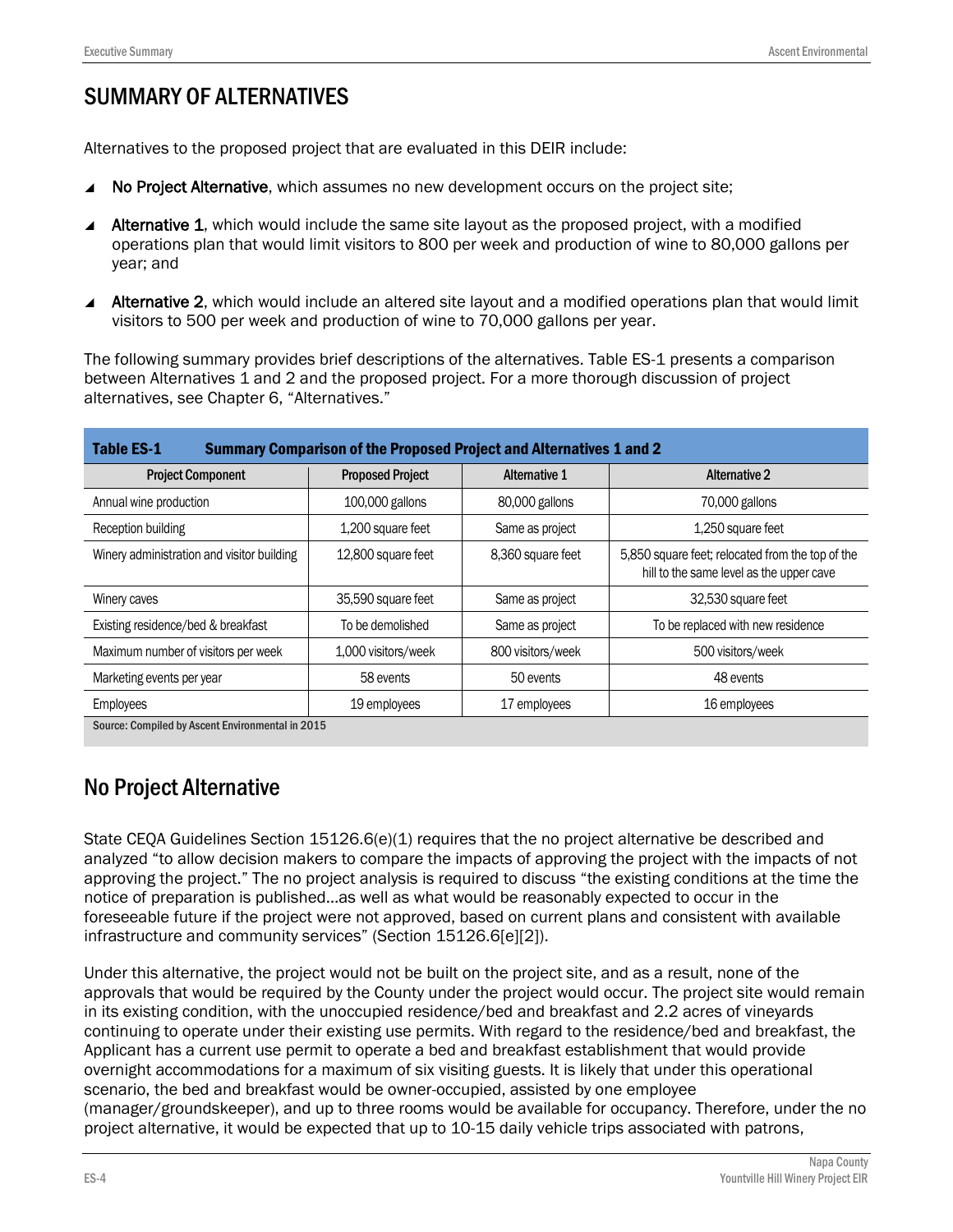## SUMMARY OF ALTERNATIVES

Alternatives to the proposed project that are evaluated in this DEIR include:

- **No Project Alternative**, which assumes no new development occurs on the project site;
- **Alternative 1**, which would include the same site layout as the proposed project, with a modified operations plan that would limit visitors to 800 per week and production of wine to 80,000 gallons per year; and
- **Alternative 2**, which would include an altered site layout and a modified operations plan that would limit visitors to 500 per week and production of wine to 70,000 gallons per year.

The following summary provides brief descriptions of the alternatives. Table ES-1 presents a comparison between Alternatives 1 and 2 and the proposed project. For a more thorough discussion of project alternatives, see Chapter 6, "Alternatives."

**Table ES-1 Summary Comparison of the Proposed Project and Alternatives 1 and 2**

| Project Component | Proposed Project | Alternative 1 | Alternative 2 |
|---|---|---|---|
| Annual wine production | 100,000 gallons | 80,000 gallons | 70,000 gallons |
| Reception building | 1,200 square feet | Same as project | 1,250 square feet |
| Winery administration and visitor building | 12,800 square feet | 8,360 square feet | 5,850 square feet; relocated from the top of the hill to the same level as the upper cave |
| Winery caves | 35,590 square feet | Same as project | 32,530 square feet |
| Existing residence/bed & breakfast | To be demolished | Same as project | To be replaced with new residence |
| Maximum number of visitors per week | 1,000 visitors/week | 800 visitors/week | 500 visitors/week |
| Marketing events per year | 58 events | 50 events | 48 events |
| Employees | 19 employees | 17 employees | 16 employees |

Source: Compiled by Ascent Environmental in 2015

## No Project Alternative

State CEQA Guidelines Section 15126.6(e)(1) requires that the no project alternative be described and analyzed "to allow decision makers to compare the impacts of approving the project with the impacts of not approving the project." The no project analysis is required to discuss "the existing conditions at the time the notice of preparation is published…as well as what would be reasonably expected to occur in the foreseeable future if the project were not approved, based on current plans and consistent with available infrastructure and community services" (Section 15126.6[e][2]).

Under this alternative, the project would not be built on the project site, and as a result, none of the approvals that would be required by the County under the project would occur. The project site would remain in its existing condition, with the unoccupied residence/bed and breakfast and 2.2 acres of vineyards continuing to operate under their existing use permits. With regard to the residence/bed and breakfast, the Applicant has a current use permit to operate a bed and breakfast establishment that would provide overnight accommodations for a maximum of six visiting guests. It is likely that under this operational scenario, the bed and breakfast would be owner-occupied, assisted by one employee (manager/groundskeeper), and up to three rooms would be available for occupancy. Therefore, under the no project alternative, it would be expected that up to 10-15 daily vehicle trips associated with patrons,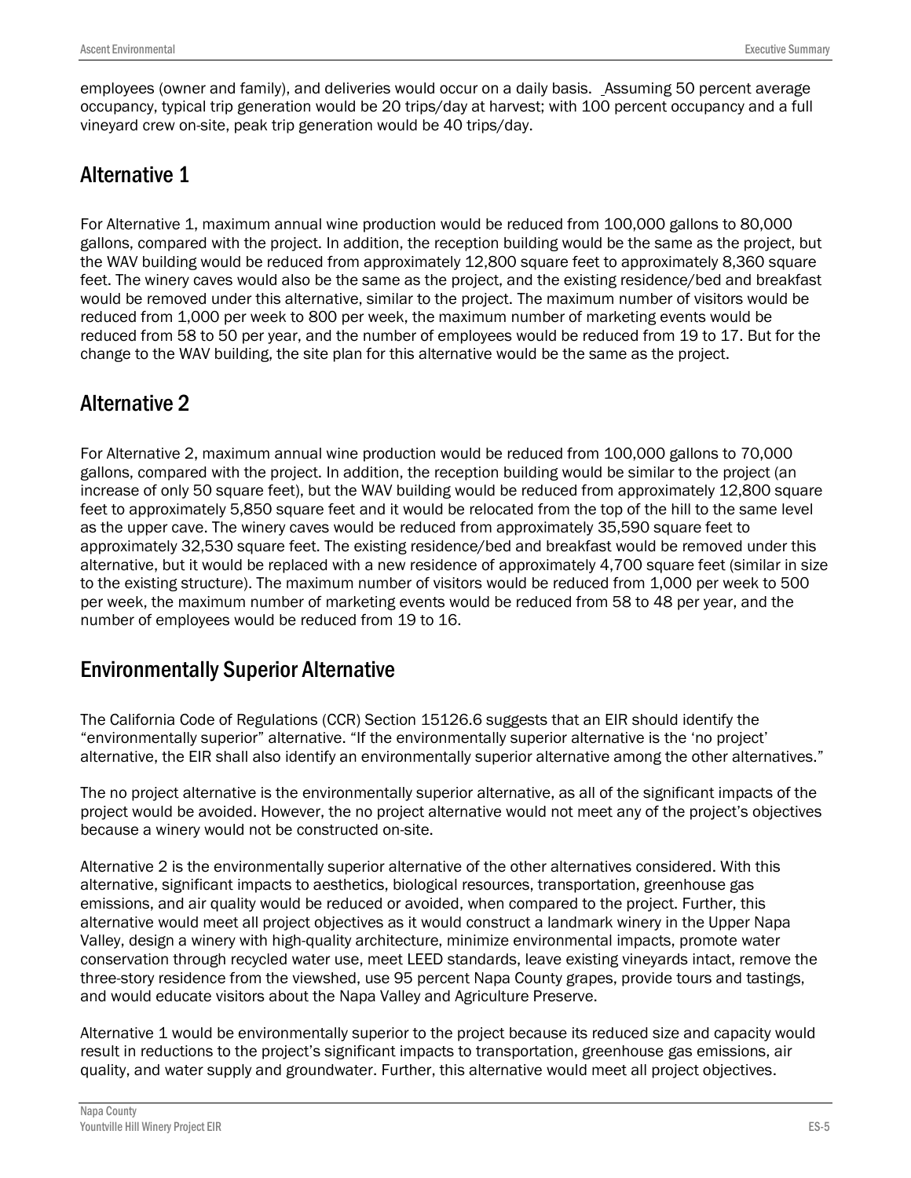employees (owner and family), and deliveries would occur on a daily basis. Assuming 50 percent average occupancy, typical trip generation would be 20 trips/day at harvest; with 100 percent occupancy and a full vineyard crew on-site, peak trip generation would be 40 trips/day.

## Alternative 1

For Alternative 1, maximum annual wine production would be reduced from 100,000 gallons to 80,000 gallons, compared with the project. In addition, the reception building would be the same as the project, but the WAV building would be reduced from approximately 12,800 square feet to approximately 8,360 square feet. The winery caves would also be the same as the project, and the existing residence/bed and breakfast would be removed under this alternative, similar to the project. The maximum number of visitors would be reduced from 1,000 per week to 800 per week, the maximum number of marketing events would be reduced from 58 to 50 per year, and the number of employees would be reduced from 19 to 17. But for the change to the WAV building, the site plan for this alternative would be the same as the project.

## Alternative 2

For Alternative 2, maximum annual wine production would be reduced from 100,000 gallons to 70,000 gallons, compared with the project. In addition, the reception building would be similar to the project (an increase of only 50 square feet), but the WAV building would be reduced from approximately 12,800 square feet to approximately 5,850 square feet and it would be relocated from the top of the hill to the same level as the upper cave. The winery caves would be reduced from approximately 35,590 square feet to approximately 32,530 square feet. The existing residence/bed and breakfast would be removed under this alternative, but it would be replaced with a new residence of approximately 4,700 square feet (similar in size to the existing structure). The maximum number of visitors would be reduced from 1,000 per week to 500 per week, the maximum number of marketing events would be reduced from 58 to 48 per year, and the number of employees would be reduced from 19 to 16.

## Environmentally Superior Alternative

The California Code of Regulations (CCR) Section 15126.6 suggests that an EIR should identify the “environmentally superior” alternative. “If the environmentally superior alternative is the ‘no project’ alternative, the EIR shall also identify an environmentally superior alternative among the other alternatives.”

The no project alternative is the environmentally superior alternative, as all of the significant impacts of the project would be avoided. However, the no project alternative would not meet any of the project’s objectives because a winery would not be constructed on-site.

Alternative 2 is the environmentally superior alternative of the other alternatives considered. With this alternative, significant impacts to aesthetics, biological resources, transportation, greenhouse gas emissions, and air quality would be reduced or avoided, when compared to the project. Further, this alternative would meet all project objectives as it would construct a landmark winery in the Upper Napa Valley, design a winery with high-quality architecture, minimize environmental impacts, promote water conservation through recycled water use, meet LEED standards, leave existing vineyards intact, remove the three-story residence from the viewshed, use 95 percent Napa County grapes, provide tours and tastings, and would educate visitors about the Napa Valley and Agriculture Preserve.

Alternative 1 would be environmentally superior to the project because its reduced size and capacity would result in reductions to the project’s significant impacts to transportation, greenhouse gas emissions, air quality, and water supply and groundwater. Further, this alternative would meet all project objectives.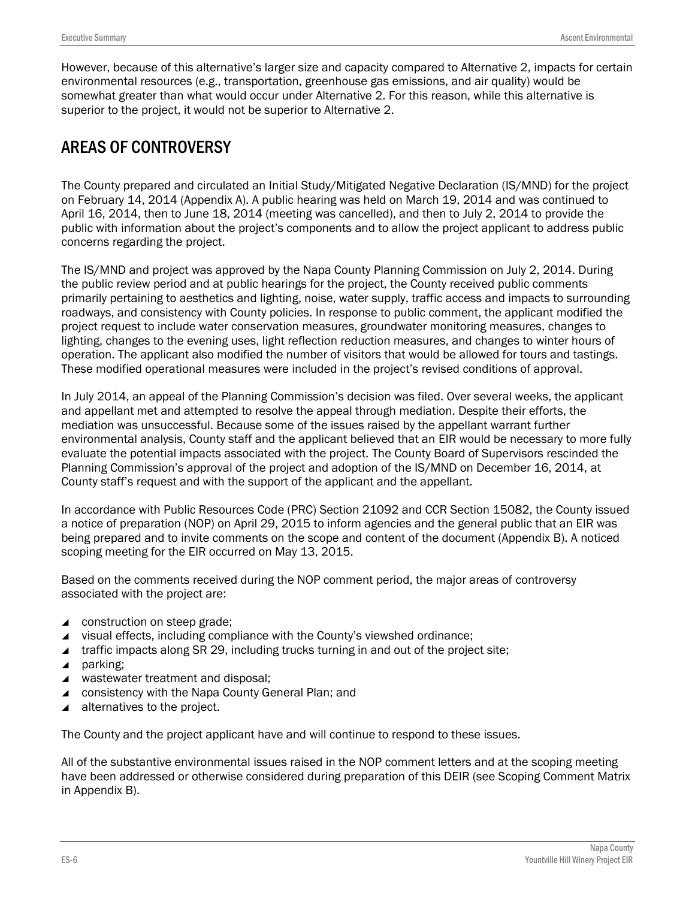However, because of this alternative's larger size and capacity compared to Alternative 2, impacts for certain environmental resources (e.g., transportation, greenhouse gas emissions, and air quality) would be somewhat greater than what would occur under Alternative 2. For this reason, while this alternative is superior to the project, it would not be superior to Alternative 2.

## AREAS OF CONTROVERSY

The County prepared and circulated an Initial Study/Mitigated Negative Declaration (IS/MND) for the project on February 14, 2014 (Appendix A). A public hearing was held on March 19, 2014 and was continued to April 16, 2014, then to June 18, 2014 (meeting was cancelled), and then to July 2, 2014 to provide the public with information about the project's components and to allow the project applicant to address public concerns regarding the project.

The IS/MND and project was approved by the Napa County Planning Commission on July 2, 2014. During the public review period and at public hearings for the project, the County received public comments primarily pertaining to aesthetics and lighting, noise, water supply, traffic access and impacts to surrounding roadways, and consistency with County policies. In response to public comment, the applicant modified the project request to include water conservation measures, groundwater monitoring measures, changes to lighting, changes to the evening uses, light reflection reduction measures, and changes to winter hours of operation. The applicant also modified the number of visitors that would be allowed for tours and tastings. These modified operational measures were included in the project's revised conditions of approval.

In July 2014, an appeal of the Planning Commission's decision was filed. Over several weeks, the applicant and appellant met and attempted to resolve the appeal through mediation. Despite their efforts, the mediation was unsuccessful. Because some of the issues raised by the appellant warrant further environmental analysis, County staff and the applicant believed that an EIR would be necessary to more fully evaluate the potential impacts associated with the project. The County Board of Supervisors rescinded the Planning Commission's approval of the project and adoption of the IS/MND on December 16, 2014, at County staff's request and with the support of the applicant and the appellant.

In accordance with Public Resources Code (PRC) Section 21092 and CCR Section 15082, the County issued a notice of preparation (NOP) on April 29, 2015 to inform agencies and the general public that an EIR was being prepared and to invite comments on the scope and content of the document (Appendix B). A noticed scoping meeting for the EIR occurred on May 13, 2015.

Based on the comments received during the NOP comment period, the major areas of controversy associated with the project are:

- construction on steep grade;
- visual effects, including compliance with the County's viewshed ordinance;
- traffic impacts along SR 29, including trucks turning in and out of the project site;
- parking;
- wastewater treatment and disposal;
- consistency with the Napa County General Plan; and
- alternatives to the project.

The County and the project applicant have and will continue to respond to these issues.

All of the substantive environmental issues raised in the NOP comment letters and at the scoping meeting have been addressed or otherwise considered during preparation of this DEIR (see Scoping Comment Matrix in Appendix B).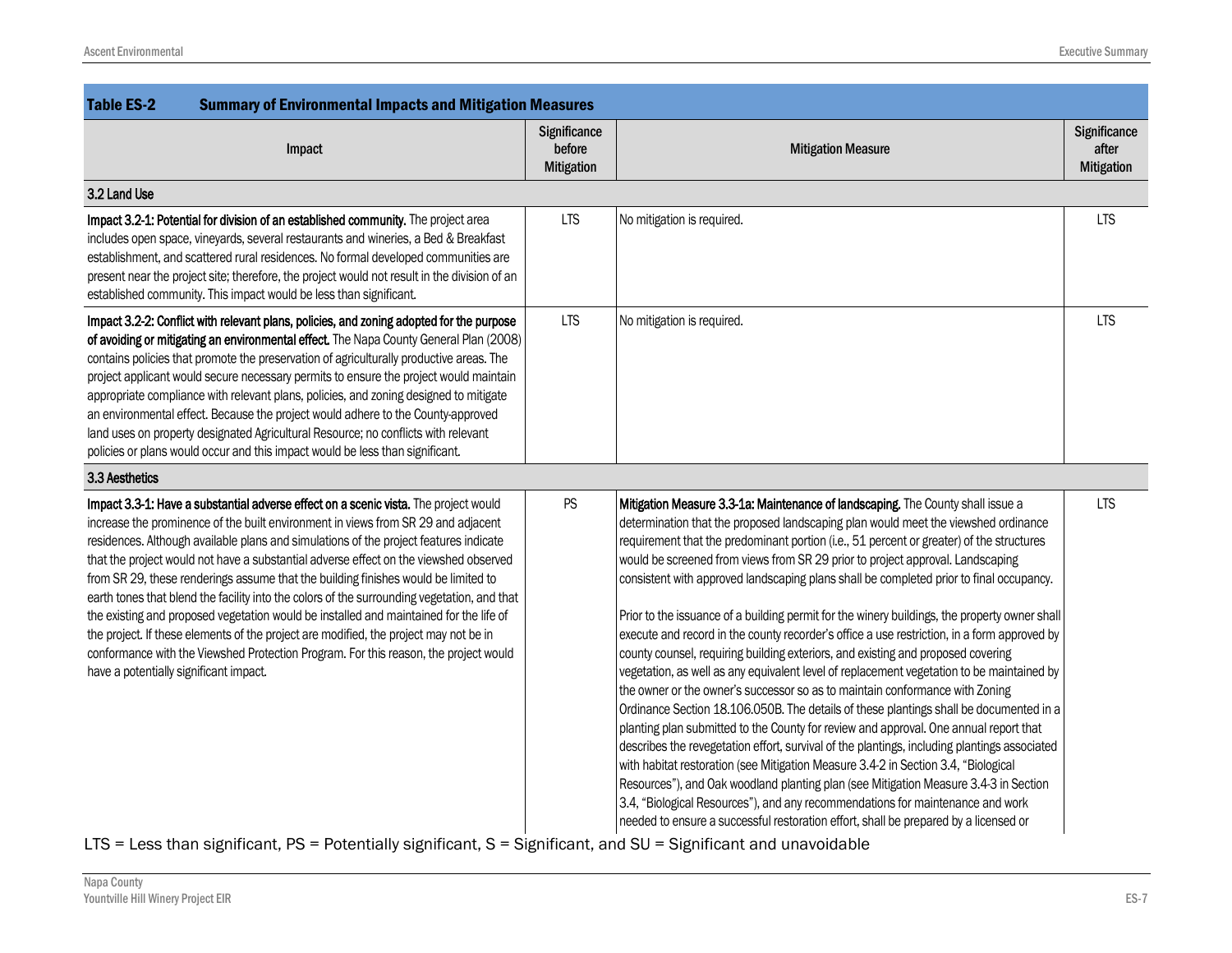**Table ES-2 Summary of Environmental Impacts and Mitigation Measures**

| Impact | Significance before Mitigation | Mitigation Measure | Significance after Mitigation |
|---|---|---|---|
| **3.2 Land Use** | | | |
| **Impact 3.2-1: Potential for division of an established community.** The project area includes open space, vineyards, several restaurants and wineries, a Bed & Breakfast establishment, and scattered rural residences. No formal developed communities are present near the project site; therefore, the project would not result in the division of an established community. This impact would be less than significant. | LTS | No mitigation is required. | LTS |
| **Impact 3.2-2: Conflict with relevant plans, policies, and zoning adopted for the purpose of avoiding or mitigating an environmental effect.** The Napa County General Plan (2008) contains policies that promote the preservation of agriculturally productive areas. The project applicant would secure necessary permits to ensure the project would maintain appropriate compliance with relevant plans, policies, and zoning designed to mitigate an environmental effect. Because the project would adhere to the County-approved land uses on property designated Agricultural Resource; no conflicts with relevant policies or plans would occur and this impact would be less than significant. | LTS | No mitigation is required. | LTS |
| **3.3 Aesthetics** | | | |
| **Impact 3.3-1: Have a substantial adverse effect on a scenic vista.** The project would increase the prominence of the built environment in views from SR 29 and adjacent residences. Although available plans and simulations of the project features indicate that the project would not have a substantial adverse effect on the viewshed observed from SR 29, these renderings assume that the building finishes would be limited to earth tones that blend the facility into the colors of the surrounding vegetation, and that the existing and proposed vegetation would be installed and maintained for the life of the project. If these elements of the project are modified, the project may not be in conformance with the Viewshed Protection Program. For this reason, the project would have a potentially significant impact. | PS | **Mitigation Measure 3.3-1a: Maintenance of landscaping.** The County shall issue a determination that the proposed landscaping plan would meet the viewshed ordinance requirement that the predominant portion (i.e., 51 percent or greater) of the structures would be screened from views from SR 29 prior to project approval. Landscaping consistent with approved landscaping plans shall be completed prior to final occupancy.<br><br>Prior to the issuance of a building permit for the winery buildings, the property owner shall execute and record in the county recorder's office a use restriction, in a form approved by county counsel, requiring building exteriors, and existing and proposed covering vegetation, as well as any equivalent level of replacement vegetation to be maintained by the owner or the owner's successor so as to maintain conformance with Zoning Ordinance Section 18.106.050B. The details of these plantings shall be documented in a planting plan submitted to the County for review and approval. One annual report that describes the revegetation effort, survival of the plantings, including plantings associated with habitat restoration (see Mitigation Measure 3.4-2 in Section 3.4, "Biological Resources"), and Oak woodland planting plan (see Mitigation Measure 3.4-3 in Section 3.4, "Biological Resources"), and any recommendations for maintenance and work needed to ensure a successful restoration effort, shall be prepared by a licensed or | LTS |

LTS = Less than significant, PS = Potentially significant, S = Significant, and SU = Significant and unavoidable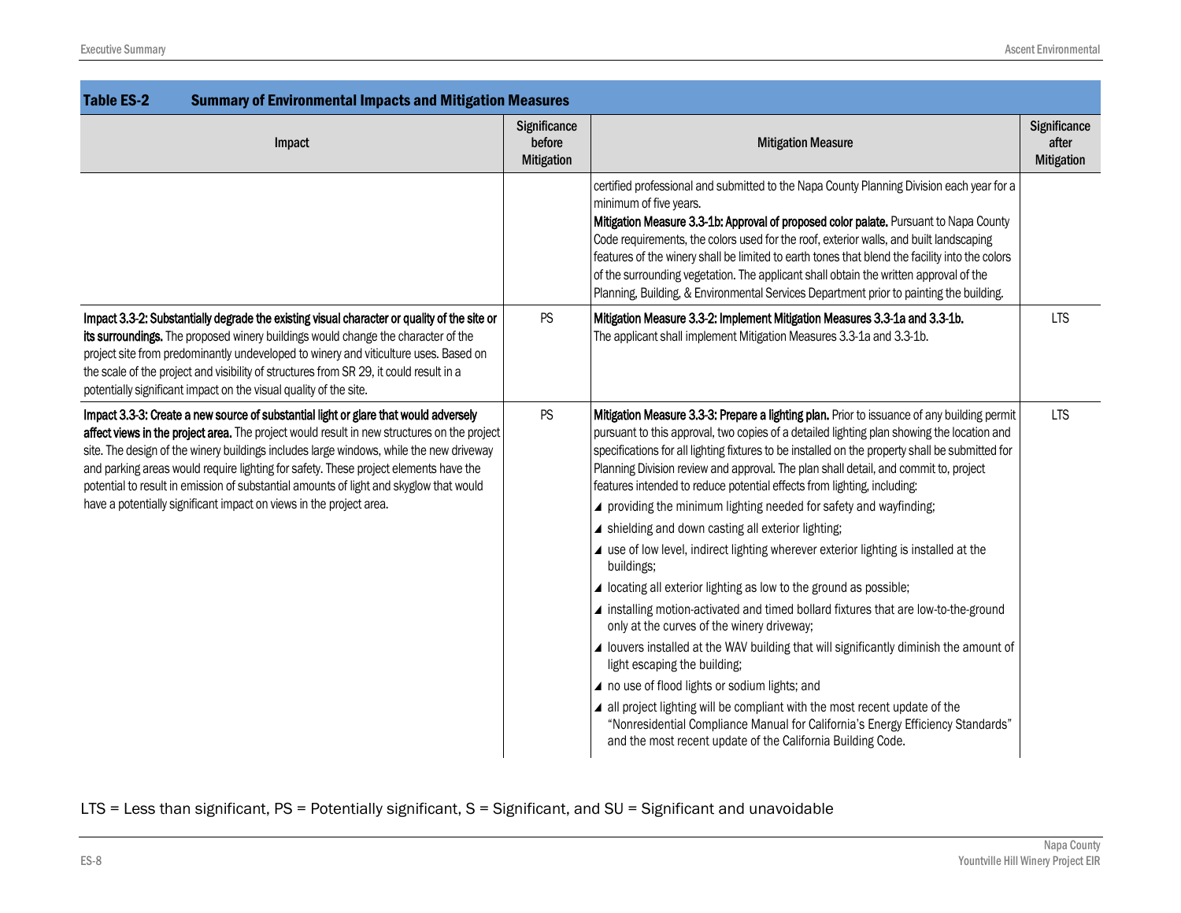**Table ES-2 Summary of Environmental Impacts and Mitigation Measures**

| Impact | Significance before Mitigation | Mitigation Measure | Significance after Mitigation |
|---|---|---|---|
| | | certified professional and submitted to the Napa County Planning Division each year for a minimum of five years.<br>**Mitigation Measure 3.3-1b: Approval of proposed color palate.** Pursuant to Napa County Code requirements, the colors used for the roof, exterior walls, and built landscaping features of the winery shall be limited to earth tones that blend the facility into the colors of the surrounding vegetation. The applicant shall obtain the written approval of the Planning, Building, & Environmental Services Department prior to painting the building. | |
| **Impact 3.3-2: Substantially degrade the existing visual character or quality of the site or its surroundings.** The proposed winery buildings would change the character of the project site from predominantly undeveloped to winery and viticulture uses. Based on the scale of the project and visibility of structures from SR 29, it could result in a potentially significant impact on the visual quality of the site. | PS | **Mitigation Measure 3.3-2: Implement Mitigation Measures 3.3-1a and 3.3-1b.**<br>The applicant shall implement Mitigation Measures 3.3-1a and 3.3-1b. | LTS |
| **Impact 3.3-3: Create a new source of substantial light or glare that would adversely affect views in the project area.** The project would result in new structures on the project site. The design of the winery buildings includes large windows, while the new driveway and parking areas would require lighting for safety. These project elements have the potential to result in emission of substantial amounts of light and skyglow that would have a potentially significant impact on views in the project area. | PS | **Mitigation Measure 3.3-3: Prepare a lighting plan.** Prior to issuance of any building permit pursuant to this approval, two copies of a detailed lighting plan showing the location and specifications for all lighting fixtures to be installed on the property shall be submitted for Planning Division review and approval. The plan shall detail, and commit to, project features intended to reduce potential effects from lighting, including:<br>▲ providing the minimum lighting needed for safety and wayfinding;<br>▲ shielding and down casting all exterior lighting;<br>▲ use of low level, indirect lighting wherever exterior lighting is installed at the buildings;<br>▲ locating all exterior lighting as low to the ground as possible;<br>▲ installing motion-activated and timed bollard fixtures that are low-to-the-ground only at the curves of the winery driveway;<br>▲ louvers installed at the WAV building that will significantly diminish the amount of light escaping the building;<br>▲ no use of flood lights or sodium lights; and<br>▲ all project lighting will be compliant with the most recent update of the "Nonresidential Compliance Manual for California's Energy Efficiency Standards" and the most recent update of the California Building Code. | LTS |

LTS = Less than significant, PS = Potentially significant, S = Significant, and SU = Significant and unavoidable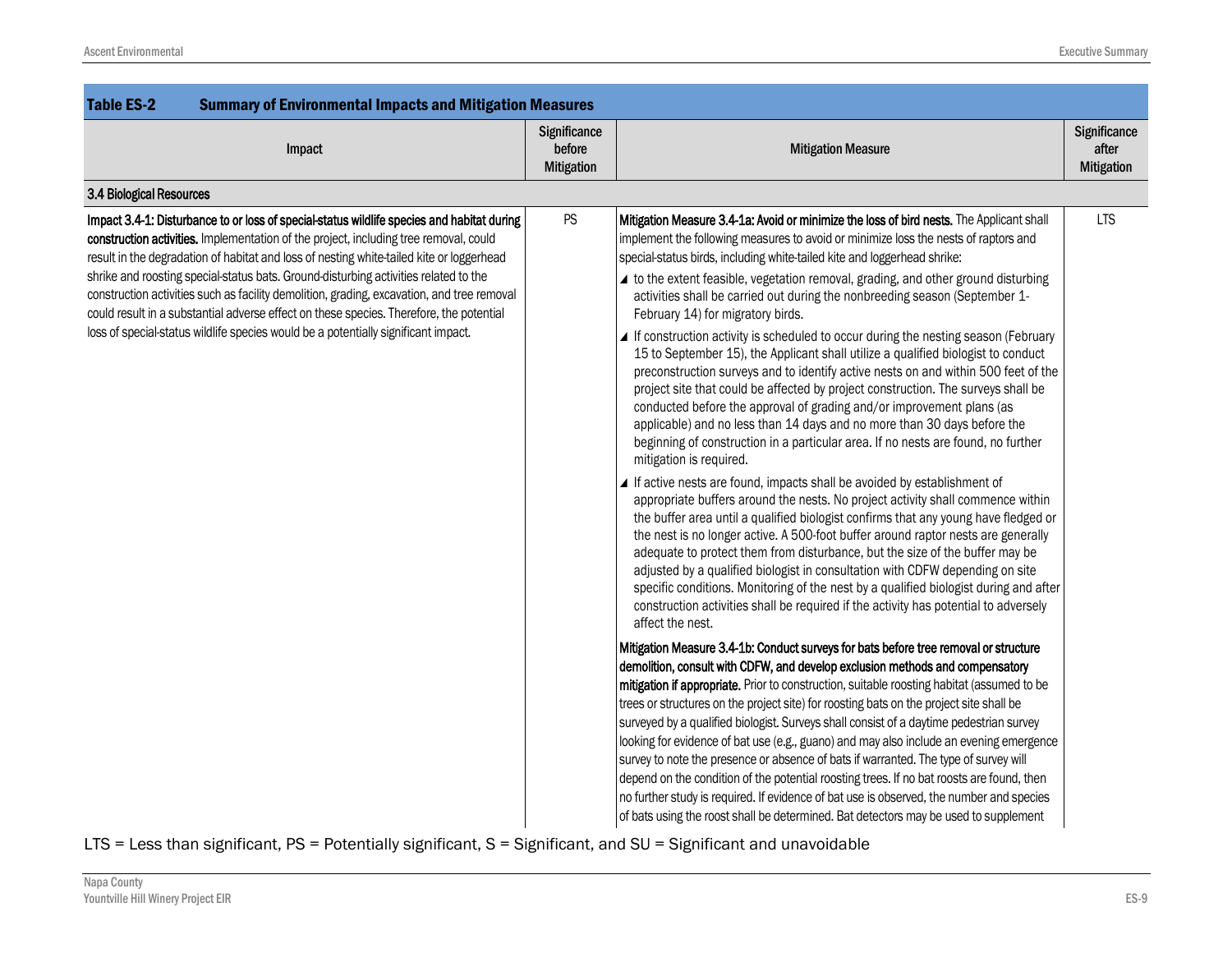**Table ES-2 Summary of Environmental Impacts and Mitigation Measures**

| Impact | Significance before Mitigation | Mitigation Measure | Significance after Mitigation |
|---|---|---|---|
| **3.4 Biological Resources** | | | |
| **Impact 3.4-1: Disturbance to or loss of special-status wildlife species and habitat during construction activities.** Implementation of the project, including tree removal, could result in the degradation of habitat and loss of nesting white-tailed kite or loggerhead shrike and roosting special-status bats. Ground-disturbing activities related to the construction activities such as facility demolition, grading, excavation, and tree removal could result in a substantial adverse effect on these species. Therefore, the potential loss of special-status wildlife species would be a potentially significant impact. | PS | **Mitigation Measure 3.4-1a: Avoid or minimize the loss of bird nests.** The Applicant shall implement the following measures to avoid or minimize loss the nests of raptors and special-status birds, including white-tailed kite and loggerhead shrike:<br>◢ to the extent feasible, vegetation removal, grading, and other ground disturbing activities shall be carried out during the nonbreeding season (September 1-February 14) for migratory birds.<br>◢ If construction activity is scheduled to occur during the nesting season (February 15 to September 15), the Applicant shall utilize a qualified biologist to conduct preconstruction surveys and to identify active nests on and within 500 feet of the project site that could be affected by project construction. The surveys shall be conducted before the approval of grading and/or improvement plans (as applicable) and no less than 14 days and no more than 30 days before the beginning of construction in a particular area. If no nests are found, no further mitigation is required.<br>◢ If active nests are found, impacts shall be avoided by establishment of appropriate buffers around the nests. No project activity shall commence within the buffer area until a qualified biologist confirms that any young have fledged or the nest is no longer active. A 500-foot buffer around raptor nests are generally adequate to protect them from disturbance, but the size of the buffer may be adjusted by a qualified biologist in consultation with CDFW depending on site specific conditions. Monitoring of the nest by a qualified biologist during and after construction activities shall be required if the activity has potential to adversely affect the nest.<br><br>**Mitigation Measure 3.4-1b: Conduct surveys for bats before tree removal or structure demolition, consult with CDFW, and develop exclusion methods and compensatory mitigation if appropriate.** Prior to construction, suitable roosting habitat (assumed to be trees or structures on the project site) for roosting bats on the project site shall be surveyed by a qualified biologist. Surveys shall consist of a daytime pedestrian survey looking for evidence of bat use (e.g., guano) and may also include an evening emergence survey to note the presence or absence of bats if warranted. The type of survey will depend on the condition of the potential roosting trees. If no bat roosts are found, then no further study is required. If evidence of bat use is observed, the number and species of bats using the roost shall be determined. Bat detectors may be used to supplement | LTS |

LTS = Less than significant, PS = Potentially significant, S = Significant, and SU = Significant and unavoidable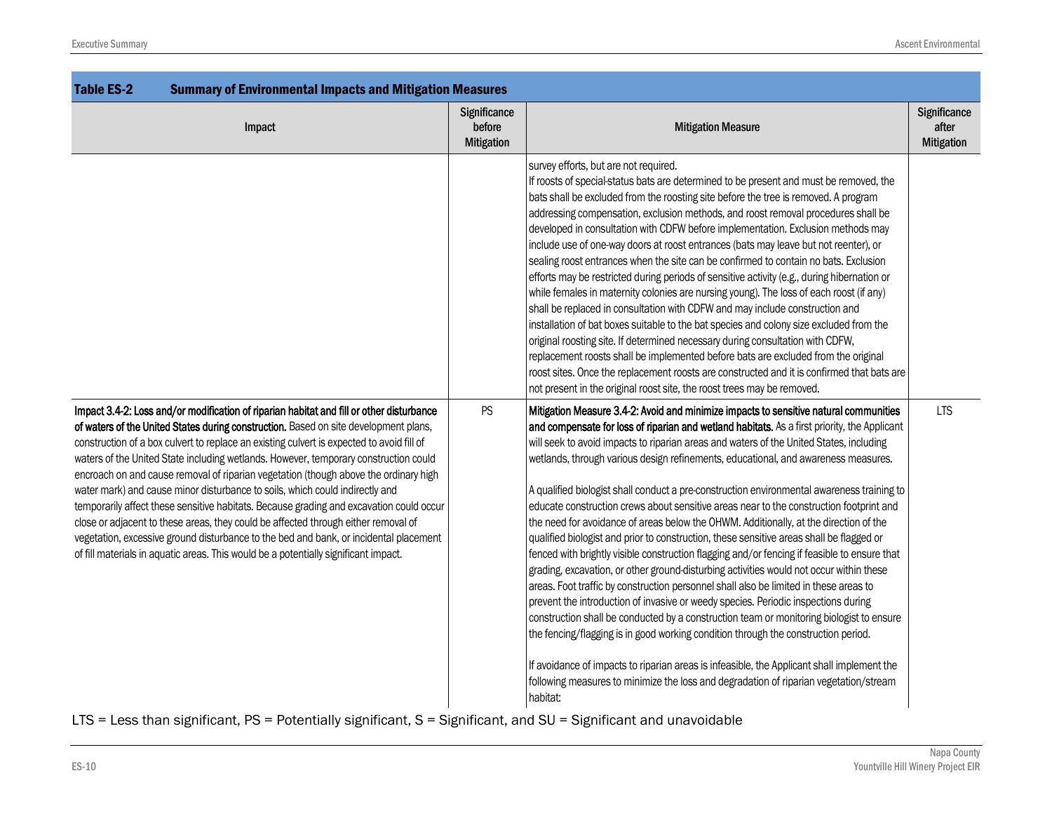**Table ES-2 Summary of Environmental Impacts and Mitigation Measures**

| Impact | Significance before Mitigation | Mitigation Measure | Significance after Mitigation |
|---|---|---|---|
| | | survey efforts, but are not required.<br>If roosts of special-status bats are determined to be present and must be removed, the bats shall be excluded from the roosting site before the tree is removed. A program addressing compensation, exclusion methods, and roost removal procedures shall be developed in consultation with CDFW before implementation. Exclusion methods may include use of one-way doors at roost entrances (bats may leave but not reenter), or sealing roost entrances when the site can be confirmed to contain no bats. Exclusion efforts may be restricted during periods of sensitive activity (e.g., during hibernation or while females in maternity colonies are nursing young). The loss of each roost (if any) shall be replaced in consultation with CDFW and may include construction and installation of bat boxes suitable to the bat species and colony size excluded from the original roosting site. If determined necessary during consultation with CDFW, replacement roosts shall be implemented before bats are excluded from the original roost sites. Once the replacement roosts are constructed and it is confirmed that bats are not present in the original roost site, the roost trees may be removed. | |
| **Impact 3.4-2: Loss and/or modification of riparian habitat and fill or other disturbance of waters of the United States during construction.** Based on site development plans, construction of a box culvert to replace an existing culvert is expected to avoid fill of waters of the United State including wetlands. However, temporary construction could encroach on and cause removal of riparian vegetation (though above the ordinary high water mark) and cause minor disturbance to soils, which could indirectly and temporarily affect these sensitive habitats. Because grading and excavation could occur close or adjacent to these areas, they could be affected through either removal of vegetation, excessive ground disturbance to the bed and bank, or incidental placement of fill materials in aquatic areas. This would be a potentially significant impact. | PS | **Mitigation Measure 3.4-2: Avoid and minimize impacts to sensitive natural communities and compensate for loss of riparian and wetland habitats.** As a first priority, the Applicant will seek to avoid impacts to riparian areas and waters of the United States, including wetlands, through various design refinements, educational, and awareness measures.<br><br>A qualified biologist shall conduct a pre-construction environmental awareness training to educate construction crews about sensitive areas near to the construction footprint and the need for avoidance of areas below the OHWM. Additionally, at the direction of the qualified biologist and prior to construction, these sensitive areas shall be flagged or fenced with brightly visible construction flagging and/or fencing if feasible to ensure that grading, excavation, or other ground-disturbing activities would not occur within these areas. Foot traffic by construction personnel shall also be limited in these areas to prevent the introduction of invasive or weedy species. Periodic inspections during construction shall be conducted by a construction team or monitoring biologist to ensure the fencing/flagging is in good working condition through the construction period.<br><br>If avoidance of impacts to riparian areas is infeasible, the Applicant shall implement the following measures to minimize the loss and degradation of riparian vegetation/stream habitat: | LTS |

LTS = Less than significant, PS = Potentially significant, S = Significant, and SU = Significant and unavoidable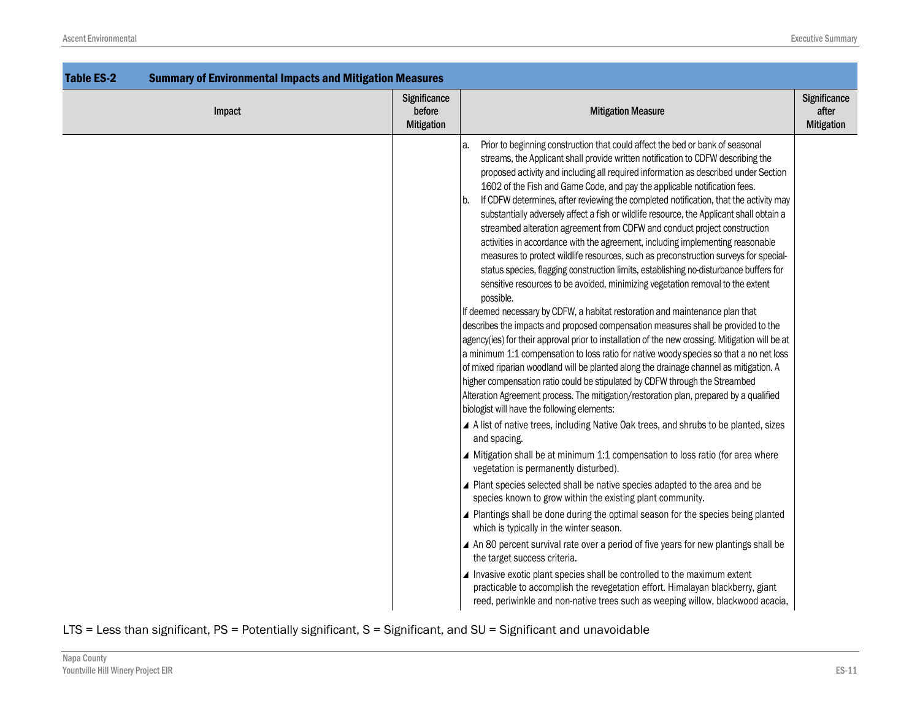**Table ES-2 Summary of Environmental Impacts and Mitigation Measures**

| Impact | Significance before Mitigation | Mitigation Measure | Significance after Mitigation |
|---|---|---|---|
| | | a. Prior to beginning construction that could affect the bed or bank of seasonal streams, the Applicant shall provide written notification to CDFW describing the proposed activity and including all required information as described under Section 1602 of the Fish and Game Code, and pay the applicable notification fees.<br>b. If CDFW determines, after reviewing the completed notification, that the activity may substantially adversely affect a fish or wildlife resource, the Applicant shall obtain a streambed alteration agreement from CDFW and conduct project construction activities in accordance with the agreement, including implementing reasonable measures to protect wildlife resources, such as preconstruction surveys for special-status species, flagging construction limits, establishing no-disturbance buffers for sensitive resources to be avoided, minimizing vegetation removal to the extent possible.<br>If deemed necessary by CDFW, a habitat restoration and maintenance plan that describes the impacts and proposed compensation measures shall be provided to the agency(ies) for their approval prior to installation of the new crossing. Mitigation will be at a minimum 1:1 compensation to loss ratio for native woody species so that a no net loss of mixed riparian woodland will be planted along the drainage channel as mitigation. A higher compensation ratio could be stipulated by CDFW through the Streambed Alteration Agreement process. The mitigation/restoration plan, prepared by a qualified biologist will have the following elements:<br>◢ A list of native trees, including Native Oak trees, and shrubs to be planted, sizes and spacing.<br>◢ Mitigation shall be at minimum 1:1 compensation to loss ratio (for area where vegetation is permanently disturbed).<br>◢ Plant species selected shall be native species adapted to the area and be species known to grow within the existing plant community.<br>◢ Plantings shall be done during the optimal season for the species being planted which is typically in the winter season.<br>◢ An 80 percent survival rate over a period of five years for new plantings shall be the target success criteria.<br>◢ Invasive exotic plant species shall be controlled to the maximum extent practicable to accomplish the revegetation effort. Himalayan blackberry, giant reed, periwinkle and non-native trees such as weeping willow, blackwood acacia, | |

LTS = Less than significant, PS = Potentially significant, S = Significant, and SU = Significant and unavoidable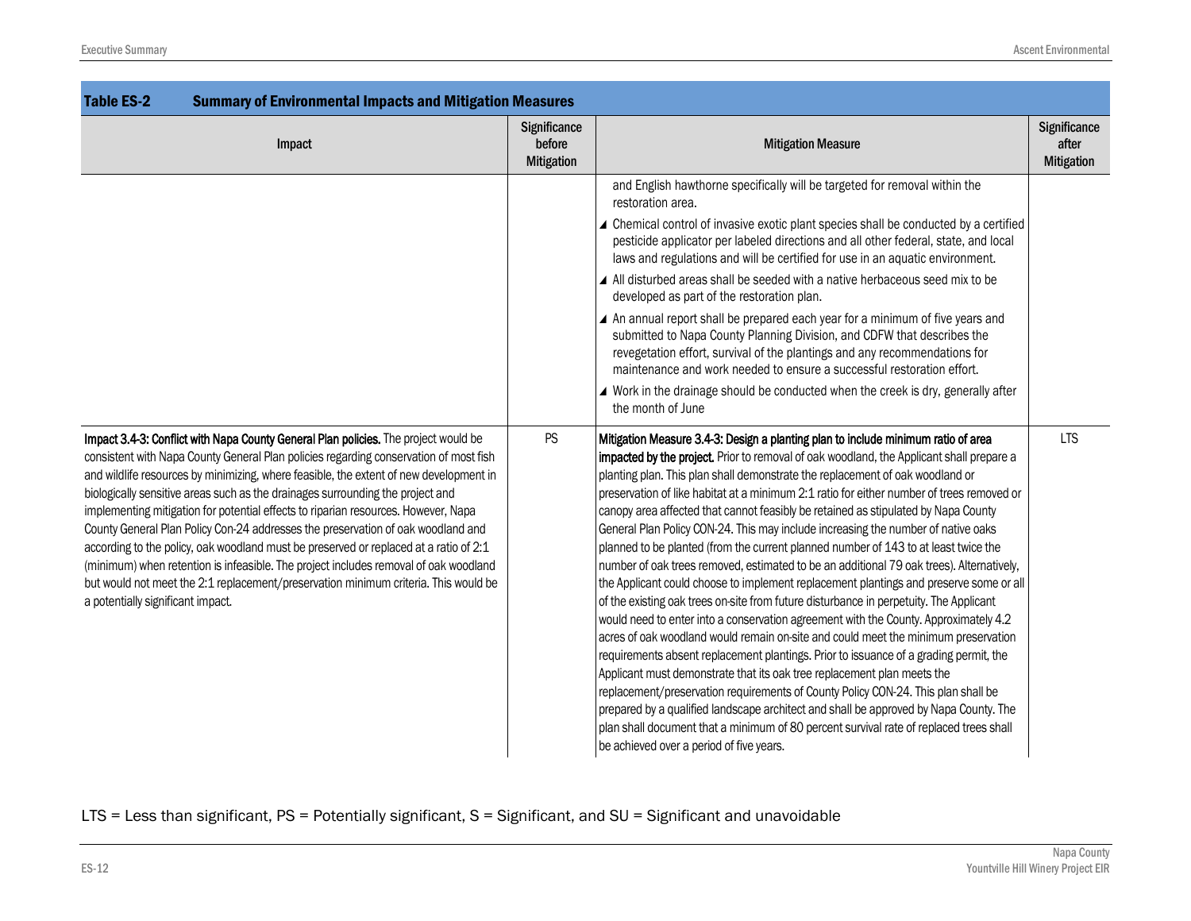**Table ES-2 Summary of Environmental Impacts and Mitigation Measures**

| Impact | Significance before Mitigation | Mitigation Measure | Significance after Mitigation |
|---|---|---|---|
| | | and English hawthorne specifically will be targeted for removal within the restoration area.<br>◢ Chemical control of invasive exotic plant species shall be conducted by a certified pesticide applicator per labeled directions and all other federal, state, and local laws and regulations and will be certified for use in an aquatic environment.<br>◢ All disturbed areas shall be seeded with a native herbaceous seed mix to be developed as part of the restoration plan.<br>◢ An annual report shall be prepared each year for a minimum of five years and submitted to Napa County Planning Division, and CDFW that describes the revegetation effort, survival of the plantings and any recommendations for maintenance and work needed to ensure a successful restoration effort.<br>◢ Work in the drainage should be conducted when the creek is dry, generally after the month of June | |
| **Impact 3.4-3: Conflict with Napa County General Plan policies.** The project would be consistent with Napa County General Plan policies regarding conservation of most fish and wildlife resources by minimizing, where feasible, the extent of new development in biologically sensitive areas such as the drainages surrounding the project and implementing mitigation for potential effects to riparian resources. However, Napa County General Plan Policy Con-24 addresses the preservation of oak woodland and according to the policy, oak woodland must be preserved or replaced at a ratio of 2:1 (minimum) when retention is infeasible. The project includes removal of oak woodland but would not meet the 2:1 replacement/preservation minimum criteria. This would be a potentially significant impact. | PS | **Mitigation Measure 3.4-3: Design a planting plan to include minimum ratio of area impacted by the project.** Prior to removal of oak woodland, the Applicant shall prepare a planting plan. This plan shall demonstrate the replacement of oak woodland or preservation of like habitat at a minimum 2:1 ratio for either number of trees removed or canopy area affected that cannot feasibly be retained as stipulated by Napa County General Plan Policy CON-24. This may include increasing the number of native oaks planned to be planted (from the current planned number of 143 to at least twice the number of oak trees removed, estimated to be an additional 79 oak trees). Alternatively, the Applicant could choose to implement replacement plantings and preserve some or all of the existing oak trees on-site from future disturbance in perpetuity. The Applicant would need to enter into a conservation agreement with the County. Approximately 4.2 acres of oak woodland would remain on-site and could meet the minimum preservation requirements absent replacement plantings. Prior to issuance of a grading permit, the Applicant must demonstrate that its oak tree replacement plan meets the replacement/preservation requirements of County Policy CON-24. This plan shall be prepared by a qualified landscape architect and shall be approved by Napa County. The plan shall document that a minimum of 80 percent survival rate of replaced trees shall be achieved over a period of five years. | LTS |

LTS = Less than significant, PS = Potentially significant, S = Significant, and SU = Significant and unavoidable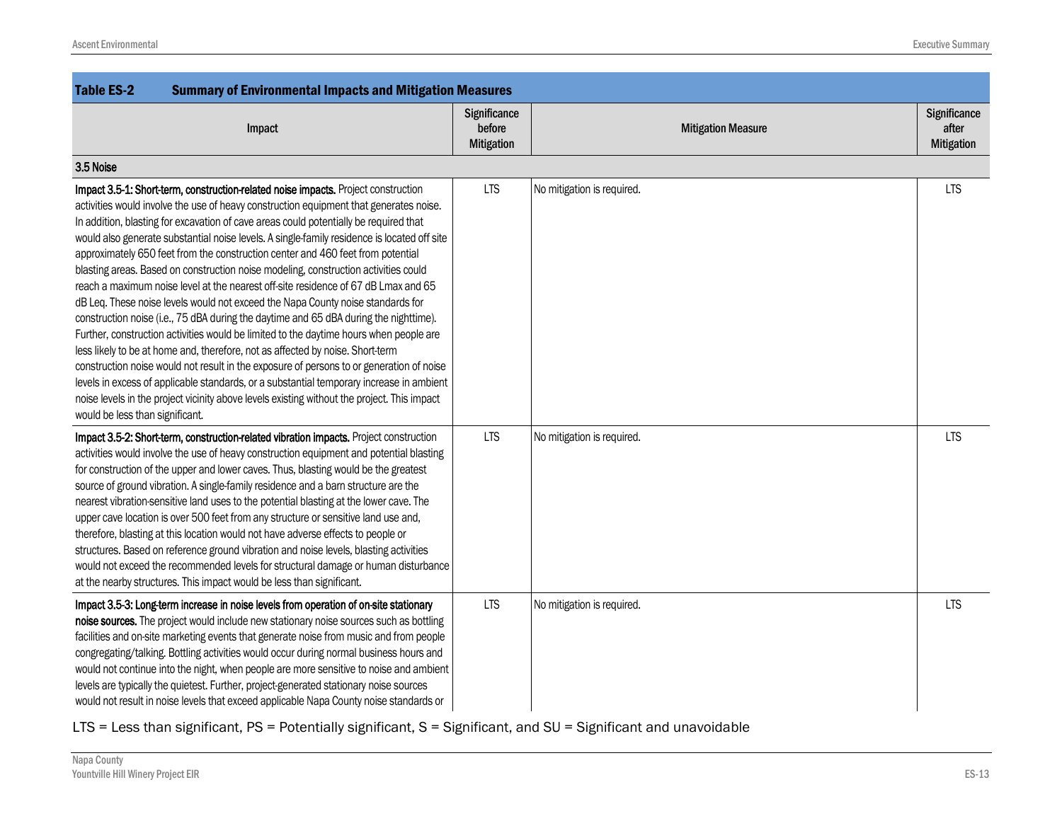**Table ES-2 Summary of Environmental Impacts and Mitigation Measures**

| Impact | Significance before Mitigation | Mitigation Measure | Significance after Mitigation |
|---|---|---|---|
| **3.5 Noise** | | | |
| **Impact 3.5-1: Short-term, construction-related noise impacts.** Project construction activities would involve the use of heavy construction equipment that generates noise. In addition, blasting for excavation of cave areas could potentially be required that would also generate substantial noise levels. A single-family residence is located off site approximately 650 feet from the construction center and 460 feet from potential blasting areas. Based on construction noise modeling, construction activities could reach a maximum noise level at the nearest off-site residence of 67 dB Lmax and 65 dB Leq. These noise levels would not exceed the Napa County noise standards for construction noise (i.e., 75 dBA during the daytime and 65 dBA during the nighttime). Further, construction activities would be limited to the daytime hours when people are less likely to be at home and, therefore, not as affected by noise. Short-term construction noise would not result in the exposure of persons to or generation of noise levels in excess of applicable standards, or a substantial temporary increase in ambient noise levels in the project vicinity above levels existing without the project. This impact would be less than significant. | LTS | No mitigation is required. | LTS |
| **Impact 3.5-2: Short-term, construction-related vibration impacts.** Project construction activities would involve the use of heavy construction equipment and potential blasting for construction of the upper and lower caves. Thus, blasting would be the greatest source of ground vibration. A single-family residence and a barn structure are the nearest vibration-sensitive land uses to the potential blasting at the lower cave. The upper cave location is over 500 feet from any structure or sensitive land use and, therefore, blasting at this location would not have adverse effects to people or structures. Based on reference ground vibration and noise levels, blasting activities would not exceed the recommended levels for structural damage or human disturbance at the nearby structures. This impact would be less than significant. | LTS | No mitigation is required. | LTS |
| **Impact 3.5-3: Long-term increase in noise levels from operation of on-site stationary noise sources.** The project would include new stationary noise sources such as bottling facilities and on-site marketing events that generate noise from music and from people congregating/talking. Bottling activities would occur during normal business hours and would not continue into the night, when people are more sensitive to noise and ambient levels are typically the quietest. Further, project-generated stationary noise sources would not result in noise levels that exceed applicable Napa County noise standards or | LTS | No mitigation is required. | LTS |

LTS = Less than significant, PS = Potentially significant, S = Significant, and SU = Significant and unavoidable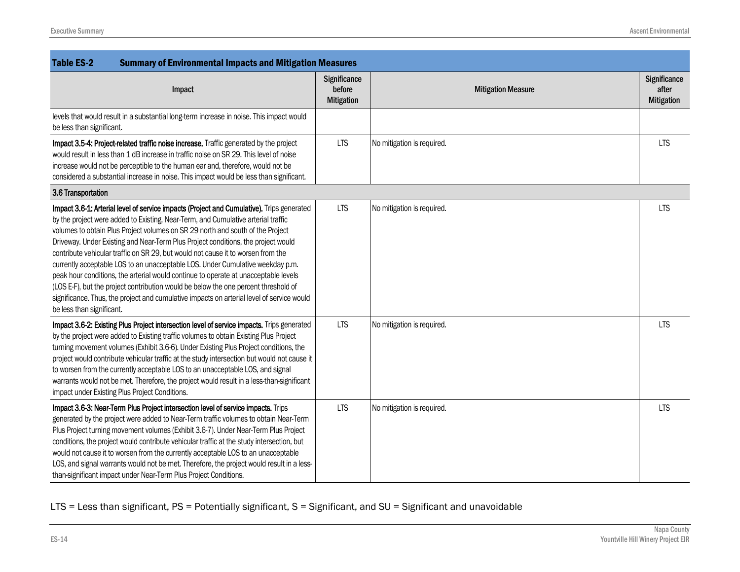**Table ES-2 Summary of Environmental Impacts and Mitigation Measures**

| Impact | Significance before Mitigation | Mitigation Measure | Significance after Mitigation |
|---|---|---|---|
| levels that would result in a substantial long-term increase in noise. This impact would be less than significant. | | | |
| **Impact 3.5-4: Project-related traffic noise increase.** Traffic generated by the project would result in less than 1 dB increase in traffic noise on SR 29. This level of noise increase would not be perceptible to the human ear and, therefore, would not be considered a substantial increase in noise. This impact would be less than significant. | LTS | No mitigation is required. | LTS |
| **3.6 Transportation** | | | |
| **Impact 3.6-1: Arterial level of service impacts (Project and Cumulative).** Trips generated by the project were added to Existing, Near-Term, and Cumulative arterial traffic volumes to obtain Plus Project volumes on SR 29 north and south of the Project Driveway. Under Existing and Near-Term Plus Project conditions, the project would contribute vehicular traffic on SR 29, but would not cause it to worsen from the currently acceptable LOS to an unacceptable LOS. Under Cumulative weekday p.m. peak hour conditions, the arterial would continue to operate at unacceptable levels (LOS E-F), but the project contribution would be below the one percent threshold of significance. Thus, the project and cumulative impacts on arterial level of service would be less than significant. | LTS | No mitigation is required. | LTS |
| **Impact 3.6-2: Existing Plus Project intersection level of service impacts.** Trips generated by the project were added to Existing traffic volumes to obtain Existing Plus Project turning movement volumes (Exhibit 3.6-6). Under Existing Plus Project conditions, the project would contribute vehicular traffic at the study intersection but would not cause it to worsen from the currently acceptable LOS to an unacceptable LOS, and signal warrants would not be met. Therefore, the project would result in a less-than-significant impact under Existing Plus Project Conditions. | LTS | No mitigation is required. | LTS |
| **Impact 3.6-3: Near-Term Plus Project intersection level of service impacts.** Trips generated by the project were added to Near-Term traffic volumes to obtain Near-Term Plus Project turning movement volumes (Exhibit 3.6-7). Under Near-Term Plus Project conditions, the project would contribute vehicular traffic at the study intersection, but would not cause it to worsen from the currently acceptable LOS to an unacceptable LOS, and signal warrants would not be met. Therefore, the project would result in a less-than-significant impact under Near-Term Plus Project Conditions. | LTS | No mitigation is required. | LTS |

LTS = Less than significant, PS = Potentially significant, S = Significant, and SU = Significant and unavoidable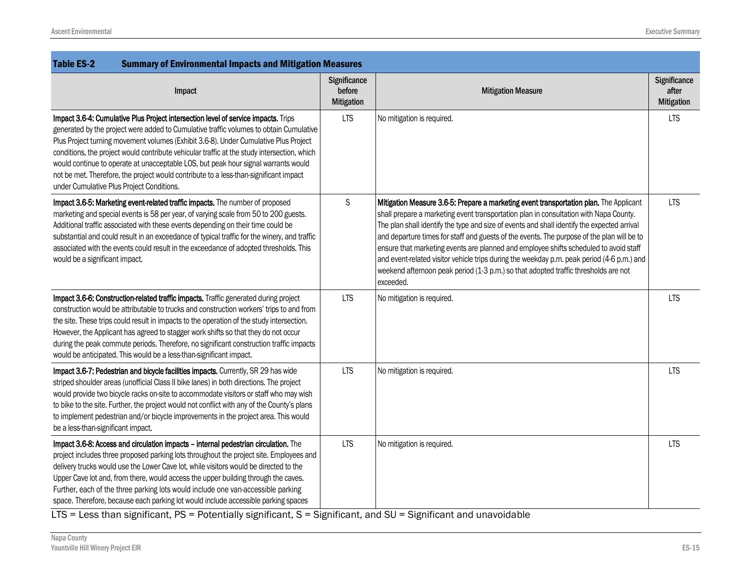**Table ES-2 Summary of Environmental Impacts and Mitigation Measures**

| Impact | Significance before Mitigation | Mitigation Measure | Significance after Mitigation |
|---|---|---|---|
| **Impact 3.6-4: Cumulative Plus Project intersection level of service impacts.** Trips generated by the project were added to Cumulative traffic volumes to obtain Cumulative Plus Project turning movement volumes (Exhibit 3.6-8). Under Cumulative Plus Project conditions, the project would contribute vehicular traffic at the study intersection, which would continue to operate at unacceptable LOS, but peak hour signal warrants would not be met. Therefore, the project would contribute to a less-than-significant impact under Cumulative Plus Project Conditions. | LTS | No mitigation is required. | LTS |
| **Impact 3.6-5: Marketing event-related traffic impacts.** The number of proposed marketing and special events is 58 per year, of varying scale from 50 to 200 guests. Additional traffic associated with these events depending on their time could be substantial and could result in an exceedance of typical traffic for the winery, and traffic associated with the events could result in the exceedance of adopted thresholds. This would be a significant impact. | S | **Mitigation Measure 3.6-5: Prepare a marketing event transportation plan.** The Applicant shall prepare a marketing event transportation plan in consultation with Napa County. The plan shall identify the type and size of events and shall identify the expected arrival and departure times for staff and guests of the events. The purpose of the plan will be to ensure that marketing events are planned and employee shifts scheduled to avoid staff and event-related visitor vehicle trips during the weekday p.m. peak period (4-6 p.m.) and weekend afternoon peak period (1-3 p.m.) so that adopted traffic thresholds are not exceeded. | LTS |
| **Impact 3.6-6: Construction-related traffic impacts.** Traffic generated during project construction would be attributable to trucks and construction workers' trips to and from the site. These trips could result in impacts to the operation of the study intersection. However, the Applicant has agreed to stagger work shifts so that they do not occur during the peak commute periods. Therefore, no significant construction traffic impacts would be anticipated. This would be a less-than-significant impact. | LTS | No mitigation is required. | LTS |
| **Impact 3.6-7: Pedestrian and bicycle facilities impacts.** Currently, SR 29 has wide striped shoulder areas (unofficial Class II bike lanes) in both directions. The project would provide two bicycle racks on-site to accommodate visitors or staff who may wish to bike to the site. Further, the project would not conflict with any of the County's plans to implement pedestrian and/or bicycle improvements in the project area. This would be a less-than-significant impact. | LTS | No mitigation is required. | LTS |
| **Impact 3.6-8: Access and circulation impacts – internal pedestrian circulation.** The project includes three proposed parking lots throughout the project site. Employees and delivery trucks would use the Lower Cave lot, while visitors would be directed to the Upper Cave lot and, from there, would access the upper building through the caves. Further, each of the three parking lots would include one van-accessible parking space. Therefore, because each parking lot would include accessible parking spaces | LTS | No mitigation is required. | LTS |

LTS = Less than significant, PS = Potentially significant, S = Significant, and SU = Significant and unavoidable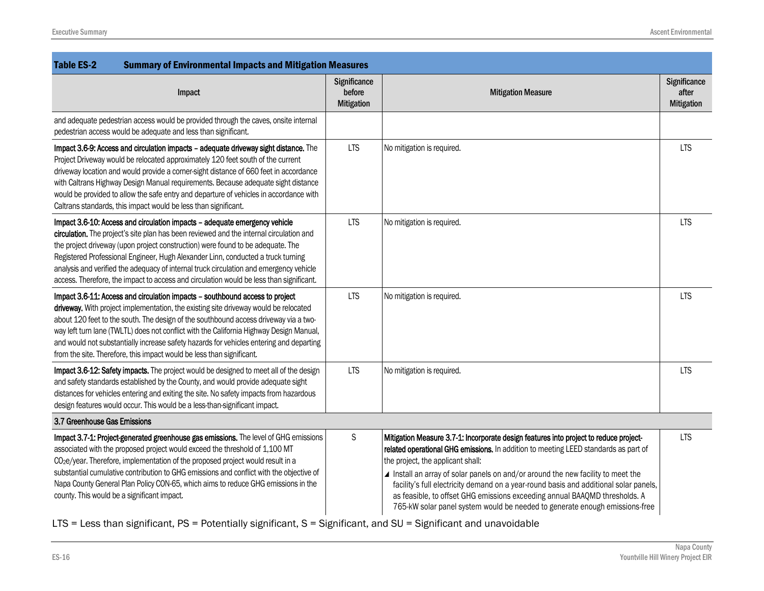**Table ES-2 Summary of Environmental Impacts and Mitigation Measures**

| Impact | Significance before Mitigation | Mitigation Measure | Significance after Mitigation |
|---|---|---|---|
| and adequate pedestrian access would be provided through the caves, onsite internal pedestrian access would be adequate and less than significant. | | | |
| **Impact 3.6-9: Access and circulation impacts – adequate driveway sight distance.** The Project Driveway would be relocated approximately 120 feet south of the current driveway location and would provide a corner-sight distance of 660 feet in accordance with Caltrans Highway Design Manual requirements. Because adequate sight distance would be provided to allow the safe entry and departure of vehicles in accordance with Caltrans standards, this impact would be less than significant. | LTS | No mitigation is required. | LTS |
| **Impact 3.6-10: Access and circulation impacts – adequate emergency vehicle circulation.** The project's site plan has been reviewed and the internal circulation and the project driveway (upon project construction) were found to be adequate. The Registered Professional Engineer, Hugh Alexander Linn, conducted a truck turning analysis and verified the adequacy of internal truck circulation and emergency vehicle access. Therefore, the impact to access and circulation would be less than significant. | LTS | No mitigation is required. | LTS |
| **Impact 3.6-11: Access and circulation impacts – southbound access to project driveway.** With project implementation, the existing site driveway would be relocated about 120 feet to the south. The design of the southbound access driveway via a two-way left turn lane (TWLTL) does not conflict with the California Highway Design Manual, and would not substantially increase safety hazards for vehicles entering and departing from the site. Therefore, this impact would be less than significant. | LTS | No mitigation is required. | LTS |
| **Impact 3.6-12: Safety impacts.** The project would be designed to meet all of the design and safety standards established by the County, and would provide adequate sight distances for vehicles entering and exiting the site. No safety impacts from hazardous design features would occur. This would be a less-than-significant impact. | LTS | No mitigation is required. | LTS |
| **3.7 Greenhouse Gas Emissions** | | | |
| **Impact 3.7-1: Project-generated greenhouse gas emissions.** The level of GHG emissions associated with the proposed project would exceed the threshold of 1,100 MT $CO_2e$/year. Therefore, implementation of the proposed project would result in a substantial cumulative contribution to GHG emissions and conflict with the objective of Napa County General Plan Policy CON-65, which aims to reduce GHG emissions in the county. This would be a significant impact. | S | **Mitigation Measure 3.7-1: Incorporate design features into project to reduce project-related operational GHG emissions.** In addition to meeting LEED standards as part of the project, the applicant shall:<br>◢ Install an array of solar panels on and/or around the new facility to meet the facility's full electricity demand on a year-round basis and additional solar panels, as feasible, to offset GHG emissions exceeding annual BAAQMD thresholds. A 765-kW solar panel system would be needed to generate enough emissions-free | LTS |

LTS = Less than significant, PS = Potentially significant, S = Significant, and SU = Significant and unavoidable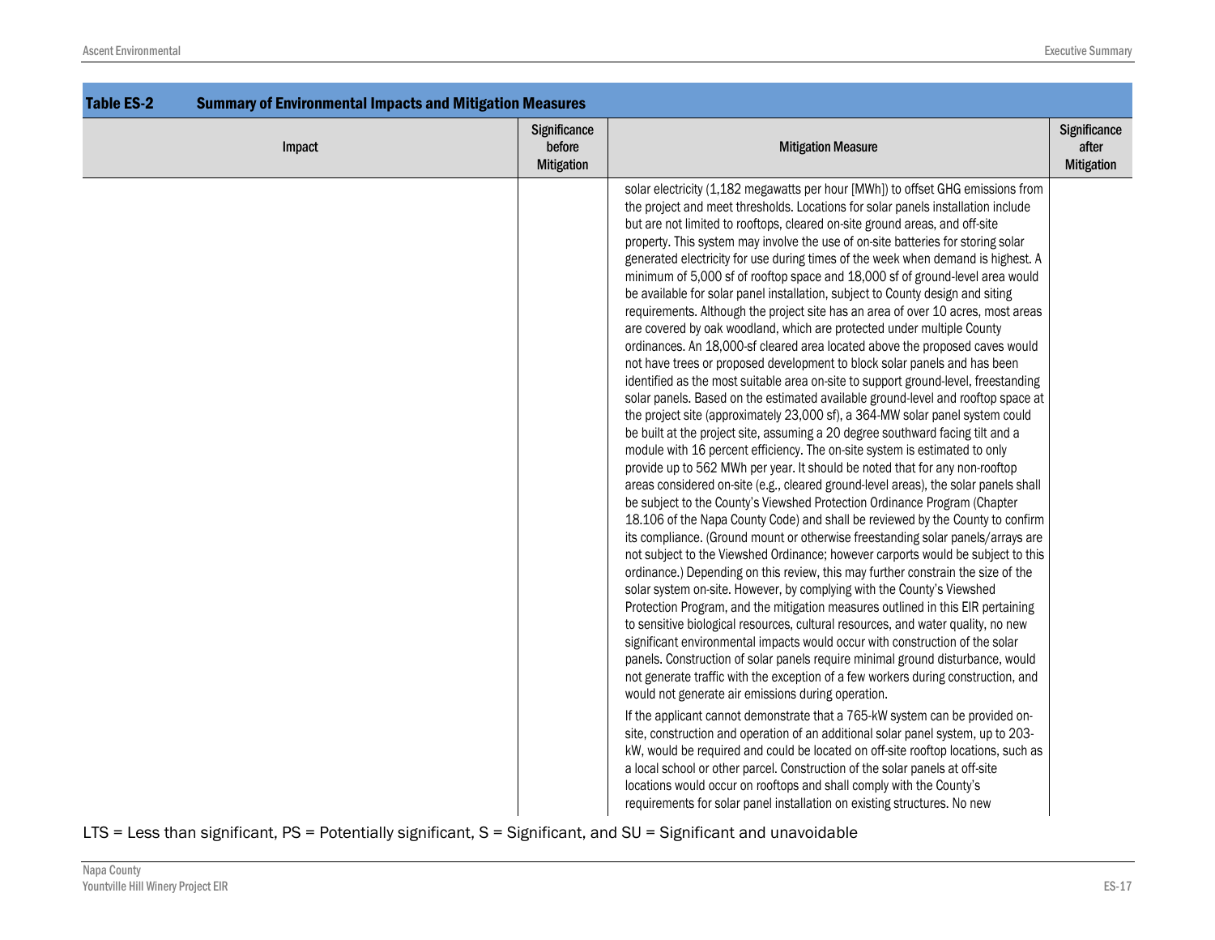**Table ES-2 Summary of Environmental Impacts and Mitigation Measures**

| Impact | Significance before Mitigation | Mitigation Measure | Significance after Mitigation |
|---|---|---|---|
| | | solar electricity (1,182 megawatts per hour [MWh]) to offset GHG emissions from the project and meet thresholds. Locations for solar panels installation include but are not limited to rooftops, cleared on-site ground areas, and off-site property. This system may involve the use of on-site batteries for storing solar generated electricity for use during times of the week when demand is highest. A minimum of 5,000 sf of rooftop space and 18,000 sf of ground-level area would be available for solar panel installation, subject to County design and siting requirements. Although the project site has an area of over 10 acres, most areas are covered by oak woodland, which are protected under multiple County ordinances. An 18,000-sf cleared area located above the proposed caves would not have trees or proposed development to block solar panels and has been identified as the most suitable area on-site to support ground-level, freestanding solar panels. Based on the estimated available ground-level and rooftop space at the project site (approximately 23,000 sf), a 364-MW solar panel system could be built at the project site, assuming a 20 degree southward facing tilt and a module with 16 percent efficiency. The on-site system is estimated to only provide up to 562 MWh per year. It should be noted that for any non-rooftop areas considered on-site (e.g., cleared ground-level areas), the solar panels shall be subject to the County's Viewshed Protection Ordinance Program (Chapter 18.106 of the Napa County Code) and shall be reviewed by the County to confirm its compliance. (Ground mount or otherwise freestanding solar panels/arrays are not subject to the Viewshed Ordinance; however carports would be subject to this ordinance.) Depending on this review, this may further constrain the size of the solar system on-site. However, by complying with the County's Viewshed Protection Program, and the mitigation measures outlined in this EIR pertaining to sensitive biological resources, cultural resources, and water quality, no new significant environmental impacts would occur with construction of the solar panels. Construction of solar panels require minimal ground disturbance, would not generate traffic with the exception of a few workers during construction, and would not generate air emissions during operation.<br><br>If the applicant cannot demonstrate that a 765-kW system can be provided on-site, construction and operation of an additional solar panel system, up to 203-kW, would be required and could be located on off-site rooftop locations, such as a local school or other parcel. Construction of the solar panels at off-site locations would occur on rooftops and shall comply with the County's requirements for solar panel installation on existing structures. No new | |

LTS = Less than significant, PS = Potentially significant, S = Significant, and SU = Significant and unavoidable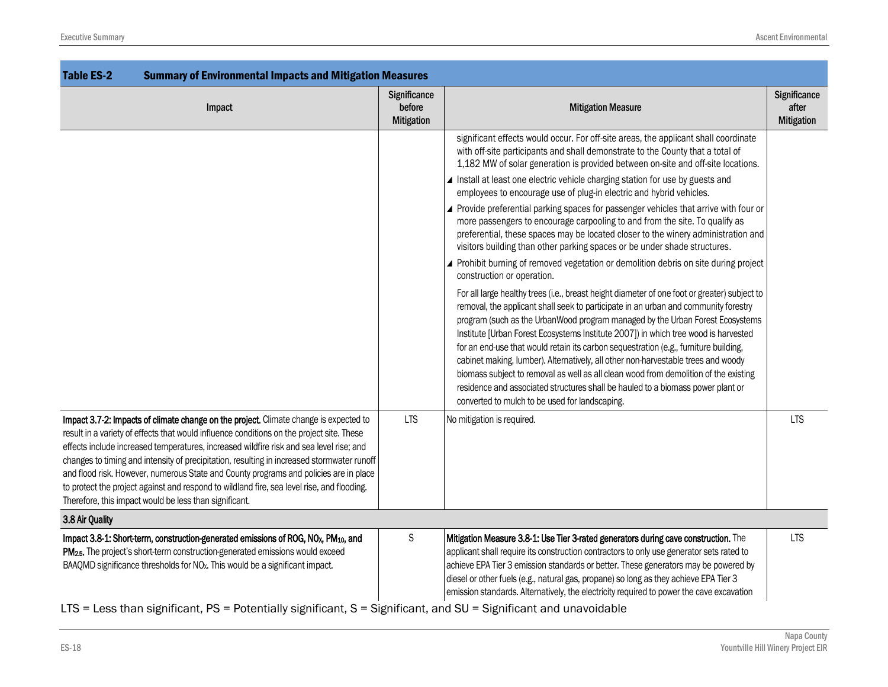**Table ES-2 Summary of Environmental Impacts and Mitigation Measures**

| Impact | Significance before Mitigation | Mitigation Measure | Significance after Mitigation |
|---|---|---|---|
| | | significant effects would occur. For off-site areas, the applicant shall coordinate with off-site participants and shall demonstrate to the County that a total of 1,182 MW of solar generation is provided between on-site and off-site locations.<br>◢ Install at least one electric vehicle charging station for use by guests and employees to encourage use of plug-in electric and hybrid vehicles.<br>◢ Provide preferential parking spaces for passenger vehicles that arrive with four or more passengers to encourage carpooling to and from the site. To qualify as preferential, these spaces may be located closer to the winery administration and visitors building than other parking spaces or be under shade structures.<br>◢ Prohibit burning of removed vegetation or demolition debris on site during project construction or operation.<br>For all large healthy trees (i.e., breast height diameter of one foot or greater) subject to removal, the applicant shall seek to participate in an urban and community forestry program (such as the UrbanWood program managed by the Urban Forest Ecosystems Institute [Urban Forest Ecosystems Institute 2007]) in which tree wood is harvested for an end-use that would retain its carbon sequestration (e.g., furniture building, cabinet making, lumber). Alternatively, all other non-harvestable trees and woody biomass subject to removal as well as all clean wood from demolition of the existing residence and associated structures shall be hauled to a biomass power plant or converted to mulch to be used for landscaping. | |
| **Impact 3.7-2: Impacts of climate change on the project.** Climate change is expected to result in a variety of effects that would influence conditions on the project site. These effects include increased temperatures, increased wildfire risk and sea level rise; and changes to timing and intensity of precipitation, resulting in increased stormwater runoff and flood risk. However, numerous State and County programs and policies are in place to protect the project against and respond to wildland fire, sea level rise, and flooding. Therefore, this impact would be less than significant. | LTS | No mitigation is required. | LTS |
| **3.8 Air Quality** | | | |
| **Impact 3.8-1: Short-term, construction-generated emissions of ROG, $NO_X$, $PM_{10}$, and $PM_{2.5}$.** The project's short-term construction-generated emissions would exceed BAAQMD significance thresholds for $NO_X$. This would be a significant impact. | S | **Mitigation Measure 3.8-1: Use Tier 3-rated generators during cave construction.** The applicant shall require its construction contractors to only use generator sets rated to achieve EPA Tier 3 emission standards or better. These generators may be powered by diesel or other fuels (e.g., natural gas, propane) so long as they achieve EPA Tier 3 emission standards. Alternatively, the electricity required to power the cave excavation | LTS |

LTS = Less than significant, PS = Potentially significant, S = Significant, and SU = Significant and unavoidable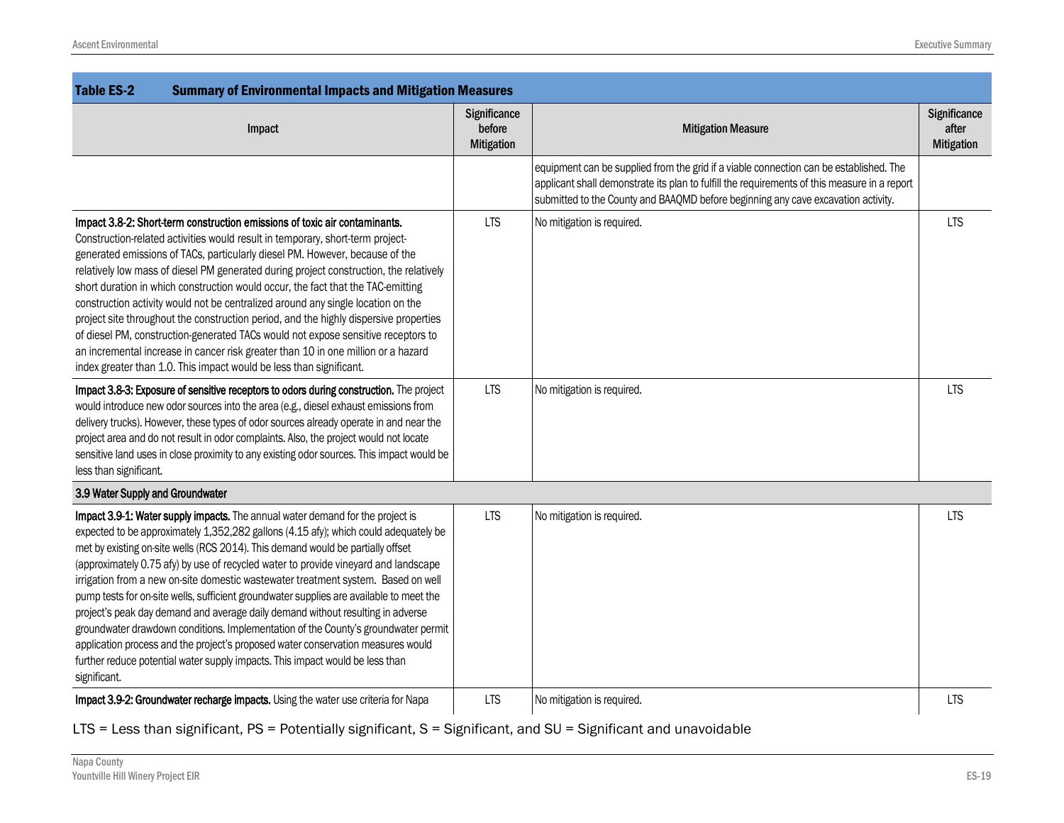**Table ES-2 Summary of Environmental Impacts and Mitigation Measures**

| Impact | Significance before Mitigation | Mitigation Measure | Significance after Mitigation |
|---|---|---|---|
| | | equipment can be supplied from the grid if a viable connection can be established. The applicant shall demonstrate its plan to fulfill the requirements of this measure in a report submitted to the County and BAAQMD before beginning any cave excavation activity. | |
| **Impact 3.8-2: Short-term construction emissions of toxic air contaminants.** Construction-related activities would result in temporary, short-term project-generated emissions of TACs, particularly diesel PM. However, because of the relatively low mass of diesel PM generated during project construction, the relatively short duration in which construction would occur, the fact that the TAC-emitting construction activity would not be centralized around any single location on the project site throughout the construction period, and the highly dispersive properties of diesel PM, construction-generated TACs would not expose sensitive receptors to an incremental increase in cancer risk greater than 10 in one million or a hazard index greater than 1.0. This impact would be less than significant. | LTS | No mitigation is required. | LTS |
| **Impact 3.8-3: Exposure of sensitive receptors to odors during construction.** The project would introduce new odor sources into the area (e.g., diesel exhaust emissions from delivery trucks). However, these types of odor sources already operate in and near the project area and do not result in odor complaints. Also, the project would not locate sensitive land uses in close proximity to any existing odor sources. This impact would be less than significant. | LTS | No mitigation is required. | LTS |
| **3.9 Water Supply and Groundwater** | | | |
| **Impact 3.9-1: Water supply impacts.** The annual water demand for the project is expected to be approximately 1,352,282 gallons (4.15 afy); which could adequately be met by existing on-site wells (RCS 2014). This demand would be partially offset (approximately 0.75 afy) by use of recycled water to provide vineyard and landscape irrigation from a new on-site domestic wastewater treatment system. Based on well pump tests for on-site wells, sufficient groundwater supplies are available to meet the project's peak day demand and average daily demand without resulting in adverse groundwater drawdown conditions. Implementation of the County's groundwater permit application process and the project's proposed water conservation measures would further reduce potential water supply impacts. This impact would be less than significant. | LTS | No mitigation is required. | LTS |
| **Impact 3.9-2: Groundwater recharge impacts.** Using the water use criteria for Napa | LTS | No mitigation is required. | LTS |

LTS = Less than significant, PS = Potentially significant, S = Significant, and SU = Significant and unavoidable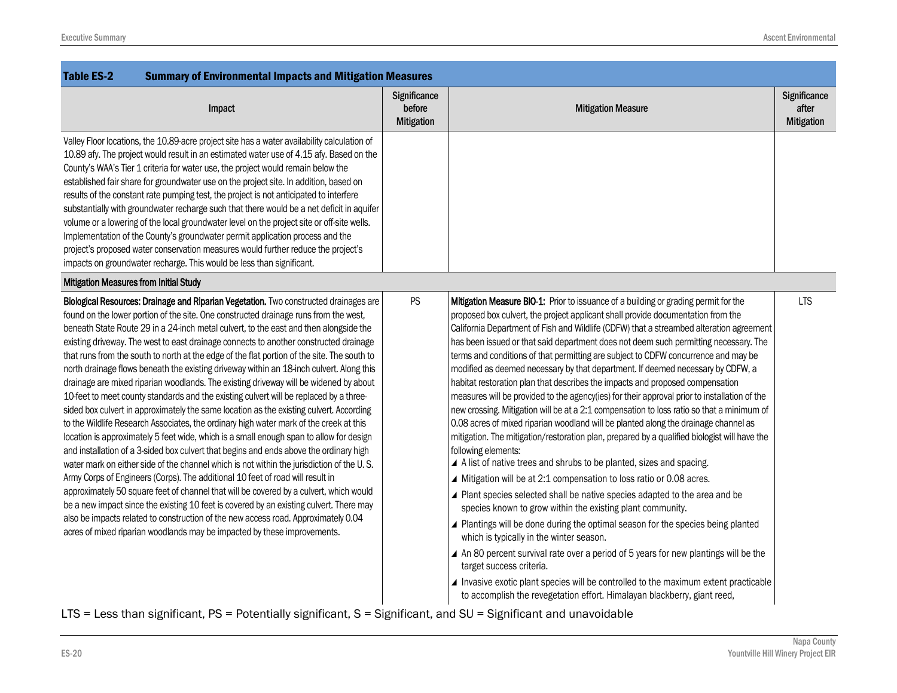**Table ES-2 Summary of Environmental Impacts and Mitigation Measures**

| Impact | Significance before Mitigation | Mitigation Measure | Significance after Mitigation |
|---|---|---|---|
| Valley Floor locations, the 10.89-acre project site has a water availability calculation of 10.89 afy. The project would result in an estimated water use of 4.15 afy. Based on the County's WAA's Tier 1 criteria for water use, the project would remain below the established fair share for groundwater use on the project site. In addition, based on results of the constant rate pumping test, the project is not anticipated to interfere substantially with groundwater recharge such that there would be a net deficit in aquifer volume or a lowering of the local groundwater level on the project site or off-site wells. Implementation of the County's groundwater permit application process and the project's proposed water conservation measures would further reduce the project's impacts on groundwater recharge. This would be less than significant. | | | |
| **Mitigation Measures from Initial Study** | | | |
| **Biological Resources: Drainage and Riparian Vegetation.** Two constructed drainages are found on the lower portion of the site. One constructed drainage runs from the west, beneath State Route 29 in a 24-inch metal culvert, to the east and then alongside the existing driveway. The west to east drainage connects to another constructed drainage that runs from the south to north at the edge of the flat portion of the site. The south to north drainage flows beneath the existing driveway within an 18-inch culvert. Along this drainage are mixed riparian woodlands. The existing driveway will be widened by about 10-feet to meet county standards and the existing culvert will be replaced by a three-sided box culvert in approximately the same location as the existing culvert. According to the Wildlife Research Associates, the ordinary high water mark of the creek at this location is approximately 5 feet wide, which is a small enough span to allow for design and installation of a 3-sided box culvert that begins and ends above the ordinary high water mark on either side of the channel which is not within the jurisdiction of the U. S. Army Corps of Engineers (Corps). The additional 10 feet of road will result in approximately 50 square feet of channel that will be covered by a culvert, which would be a new impact since the existing 10 feet is covered by an existing culvert. There may also be impacts related to construction of the new access road. Approximately 0.04 acres of mixed riparian woodlands may be impacted by these improvements. | PS | **Mitigation Measure BIO-1:** Prior to issuance of a building or grading permit for the proposed box culvert, the project applicant shall provide documentation from the California Department of Fish and Wildlife (CDFW) that a streambed alteration agreement has been issued or that said department does not deem such permitting necessary. The terms and conditions of that permitting are subject to CDFW concurrence and may be modified as deemed necessary by that department. If deemed necessary by CDFW, a habitat restoration plan that describes the impacts and proposed compensation measures will be provided to the agency(ies) for their approval prior to installation of the new crossing. Mitigation will be at a 2:1 compensation to loss ratio so that a minimum of 0.08 acres of mixed riparian woodland will be planted along the drainage channel as mitigation. The mitigation/restoration plan, prepared by a qualified biologist will have the following elements:<br>▲ A list of native trees and shrubs to be planted, sizes and spacing.<br>▲ Mitigation will be at 2:1 compensation to loss ratio or 0.08 acres.<br>▲ Plant species selected shall be native species adapted to the area and be species known to grow within the existing plant community.<br>▲ Plantings will be done during the optimal season for the species being planted which is typically in the winter season.<br>▲ An 80 percent survival rate over a period of 5 years for new plantings will be the target success criteria.<br>▲ Invasive exotic plant species will be controlled to the maximum extent practicable to accomplish the revegetation effort. Himalayan blackberry, giant reed, | LTS |

LTS = Less than significant, PS = Potentially significant, S = Significant, and SU = Significant and unavoidable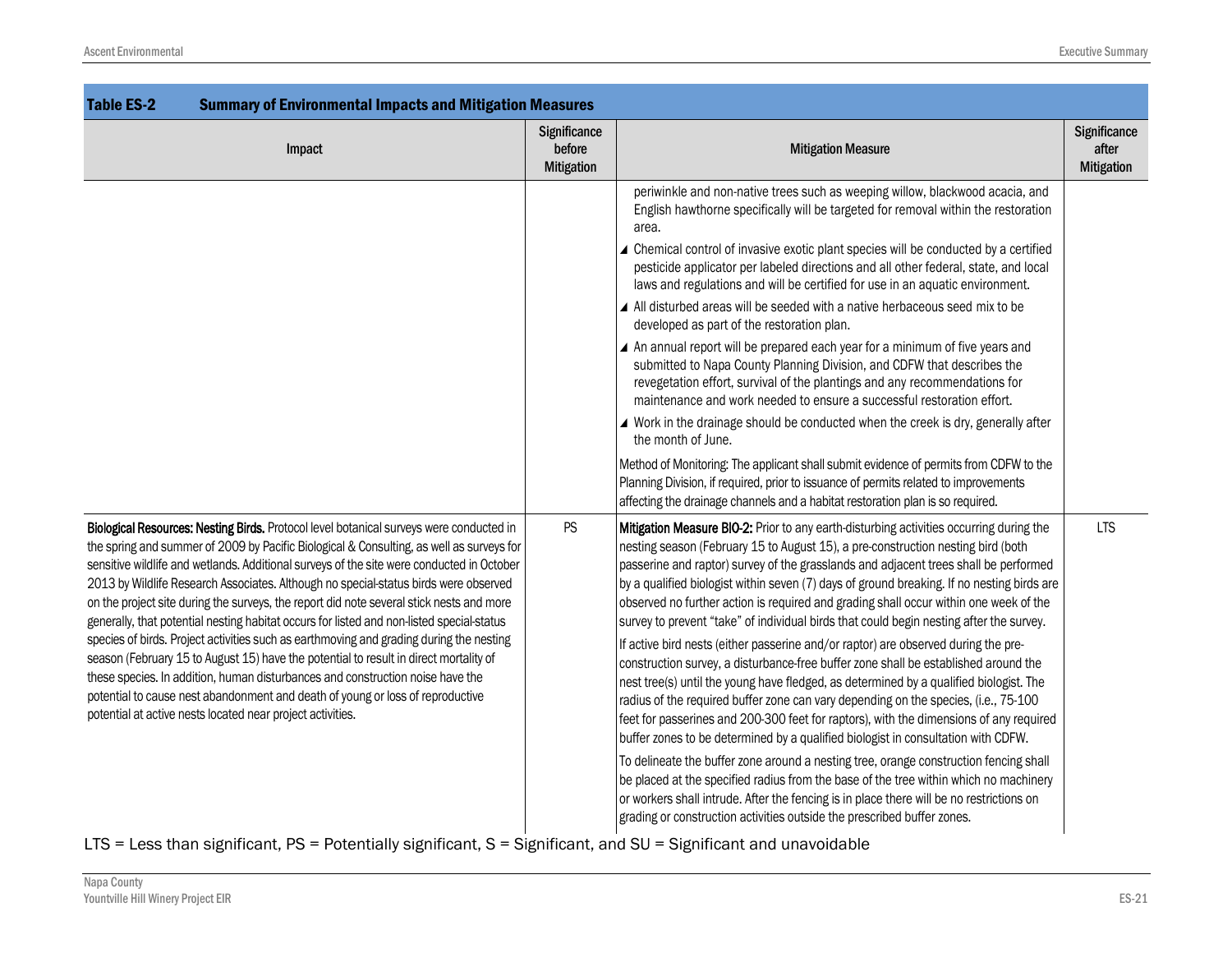**Table ES-2 Summary of Environmental Impacts and Mitigation Measures**

| Impact | Significance before Mitigation | Mitigation Measure | Significance after Mitigation |
|---|---|---|---|
| | | periwinkle and non-native trees such as weeping willow, blackwood acacia, and English hawthorne specifically will be targeted for removal within the restoration area.<br>◢ Chemical control of invasive exotic plant species will be conducted by a certified pesticide applicator per labeled directions and all other federal, state, and local laws and regulations and will be certified for use in an aquatic environment.<br>◢ All disturbed areas will be seeded with a native herbaceous seed mix to be developed as part of the restoration plan.<br>◢ An annual report will be prepared each year for a minimum of five years and submitted to Napa County Planning Division, and CDFW that describes the revegetation effort, survival of the plantings and any recommendations for maintenance and work needed to ensure a successful restoration effort.<br>◢ Work in the drainage should be conducted when the creek is dry, generally after the month of June.<br><br>Method of Monitoring: The applicant shall submit evidence of permits from CDFW to the Planning Division, if required, prior to issuance of permits related to improvements affecting the drainage channels and a habitat restoration plan is so required. | |
| **Biological Resources: Nesting Birds.** Protocol level botanical surveys were conducted in the spring and summer of 2009 by Pacific Biological & Consulting, as well as surveys for sensitive wildlife and wetlands. Additional surveys of the site were conducted in October 2013 by Wildlife Research Associates. Although no special-status birds were observed on the project site during the surveys, the report did note several stick nests and more generally, that potential nesting habitat occurs for listed and non-listed special-status species of birds. Project activities such as earthmoving and grading during the nesting season (February 15 to August 15) have the potential to result in direct mortality of these species. In addition, human disturbances and construction noise have the potential to cause nest abandonment and death of young or loss of reproductive potential at active nests located near project activities. | PS | **Mitigation Measure BIO-2:** Prior to any earth-disturbing activities occurring during the nesting season (February 15 to August 15), a pre-construction nesting bird (both passerine and raptor) survey of the grasslands and adjacent trees shall be performed by a qualified biologist within seven (7) days of ground breaking. If no nesting birds are observed no further action is required and grading shall occur within one week of the survey to prevent "take" of individual birds that could begin nesting after the survey.<br><br>If active bird nests (either passerine and/or raptor) are observed during the pre-construction survey, a disturbance-free buffer zone shall be established around the nest tree(s) until the young have fledged, as determined by a qualified biologist. The radius of the required buffer zone can vary depending on the species, (i.e., 75-100 feet for passerines and 200-300 feet for raptors), with the dimensions of any required buffer zones to be determined by a qualified biologist in consultation with CDFW.<br><br>To delineate the buffer zone around a nesting tree, orange construction fencing shall be placed at the specified radius from the base of the tree within which no machinery or workers shall intrude. After the fencing is in place there will be no restrictions on grading or construction activities outside the prescribed buffer zones. | LTS |

LTS = Less than significant, PS = Potentially significant, S = Significant, and SU = Significant and unavoidable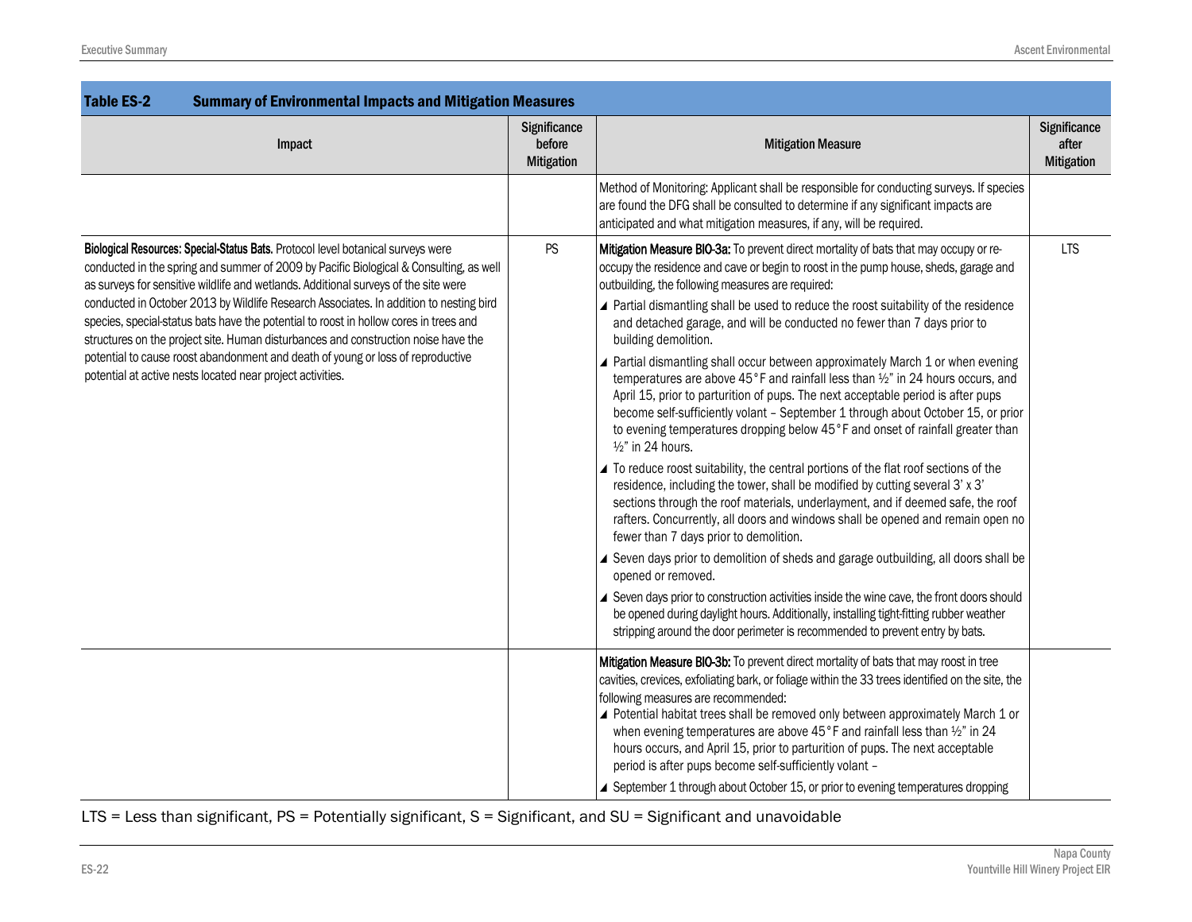**Table ES-2 Summary of Environmental Impacts and Mitigation Measures**

| Impact | Significance before Mitigation | Mitigation Measure | Significance after Mitigation |
|---|---|---|---|
| | | Method of Monitoring: Applicant shall be responsible for conducting surveys. If species are found the DFG shall be consulted to determine if any significant impacts are anticipated and what mitigation measures, if any, will be required. | |
| **Biological Resources: Special-Status Bats.** Protocol level botanical surveys were conducted in the spring and summer of 2009 by Pacific Biological & Consulting, as well as surveys for sensitive wildlife and wetlands. Additional surveys of the site were conducted in October 2013 by Wildlife Research Associates. In addition to nesting bird species, special-status bats have the potential to roost in hollow cores in trees and structures on the project site. Human disturbances and construction noise have the potential to cause roost abandonment and death of young or loss of reproductive potential at active nests located near project activities. | PS | **Mitigation Measure BIO-3a:** To prevent direct mortality of bats that may occupy or re-occupy the residence and cave or begin to roost in the pump house, sheds, garage and outbuilding, the following measures are required:<br>◢ Partial dismantling shall be used to reduce the roost suitability of the residence and detached garage, and will be conducted no fewer than 7 days prior to building demolition.<br>◢ Partial dismantling shall occur between approximately March 1 or when evening temperatures are above 45°F and rainfall less than ½" in 24 hours occurs, and April 15, prior to parturition of pups. The next acceptable period is after pups become self-sufficiently volant – September 1 through about October 15, or prior to evening temperatures dropping below 45°F and onset of rainfall greater than ½" in 24 hours.<br>◢ To reduce roost suitability, the central portions of the flat roof sections of the residence, including the tower, shall be modified by cutting several 3' x 3' sections through the roof materials, underlayment, and if deemed safe, the roof rafters. Concurrently, all doors and windows shall be opened and remain open no fewer than 7 days prior to demolition.<br>◢ Seven days prior to demolition of sheds and garage outbuilding, all doors shall be opened or removed.<br>◢ Seven days prior to construction activities inside the wine cave, the front doors should be opened during daylight hours. Additionally, installing tight-fitting rubber weather stripping around the door perimeter is recommended to prevent entry by bats. | LTS |
| | | **Mitigation Measure BIO-3b:** To prevent direct mortality of bats that may roost in tree cavities, crevices, exfoliating bark, or foliage within the 33 trees identified on the site, the following measures are recommended:<br>◢ Potential habitat trees shall be removed only between approximately March 1 or when evening temperatures are above 45°F and rainfall less than ½" in 24 hours occurs, and April 15, prior to parturition of pups. The next acceptable period is after pups become self-sufficiently volant –<br>◢ September 1 through about October 15, or prior to evening temperatures dropping | |

LTS = Less than significant, PS = Potentially significant, S = Significant, and SU = Significant and unavoidable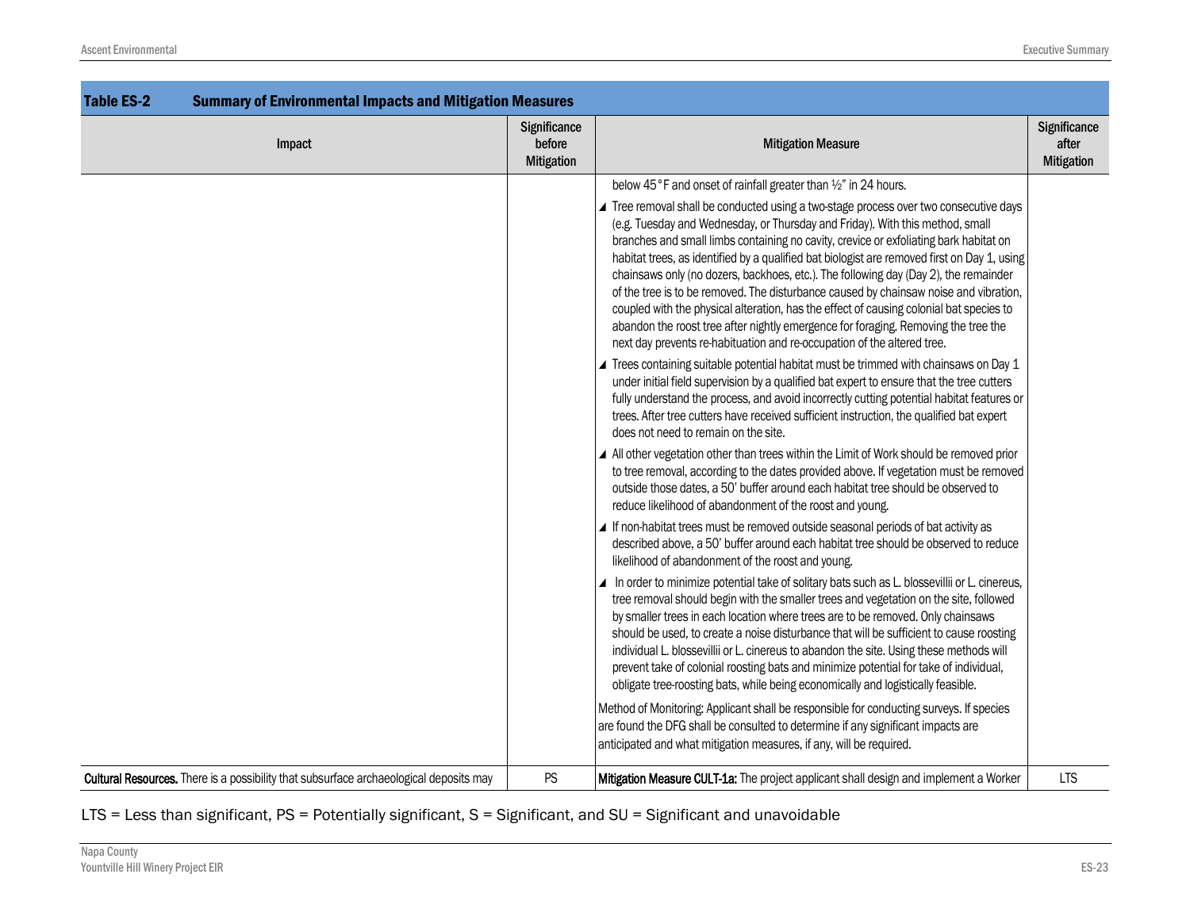**Table ES-2 Summary of Environmental Impacts and Mitigation Measures**

| Impact | Significance before Mitigation | Mitigation Measure | Significance after Mitigation |
|---|---|---|---|
| | | below 45°F and onset of rainfall greater than ½" in 24 hours.<br>◢ Tree removal shall be conducted using a two-stage process over two consecutive days (e.g. Tuesday and Wednesday, or Thursday and Friday). With this method, small branches and small limbs containing no cavity, crevice or exfoliating bark habitat on habitat trees, as identified by a qualified bat biologist are removed first on Day 1, using chainsaws only (no dozers, backhoes, etc.). The following day (Day 2), the remainder of the tree is to be removed. The disturbance caused by chainsaw noise and vibration, coupled with the physical alteration, has the effect of causing colonial bat species to abandon the roost tree after nightly emergence for foraging. Removing the tree the next day prevents re-habituation and re-occupation of the altered tree.<br>◢ Trees containing suitable potential habitat must be trimmed with chainsaws on Day 1 under initial field supervision by a qualified bat expert to ensure that the tree cutters fully understand the process, and avoid incorrectly cutting potential habitat features or trees. After tree cutters have received sufficient instruction, the qualified bat expert does not need to remain on the site.<br>◢ All other vegetation other than trees within the Limit of Work should be removed prior to tree removal, according to the dates provided above. If vegetation must be removed outside those dates, a 50' buffer around each habitat tree should be observed to reduce likelihood of abandonment of the roost and young.<br>◢ If non-habitat trees must be removed outside seasonal periods of bat activity as described above, a 50' buffer around each habitat tree should be observed to reduce likelihood of abandonment of the roost and young.<br>◢ In order to minimize potential take of solitary bats such as L. blossevillii or L. cinereus, tree removal should begin with the smaller trees and vegetation on the site, followed by smaller trees in each location where trees are to be removed. Only chainsaws should be used, to create a noise disturbance that will be sufficient to cause roosting individual L. blossevillii or L. cinereus to abandon the site. Using these methods will prevent take of colonial roosting bats and minimize potential for take of individual, obligate tree-roosting bats, while being economically and logistically feasible.<br>Method of Monitoring: Applicant shall be responsible for conducting surveys. If species are found the DFG shall be consulted to determine if any significant impacts are anticipated and what mitigation measures, if any, will be required. | |
| **Cultural Resources.** There is a possibility that subsurface archaeological deposits may | PS | **Mitigation Measure CULT-1a:** The project applicant shall design and implement a Worker | LTS |

LTS = Less than significant, PS = Potentially significant, S = Significant, and SU = Significant and unavoidable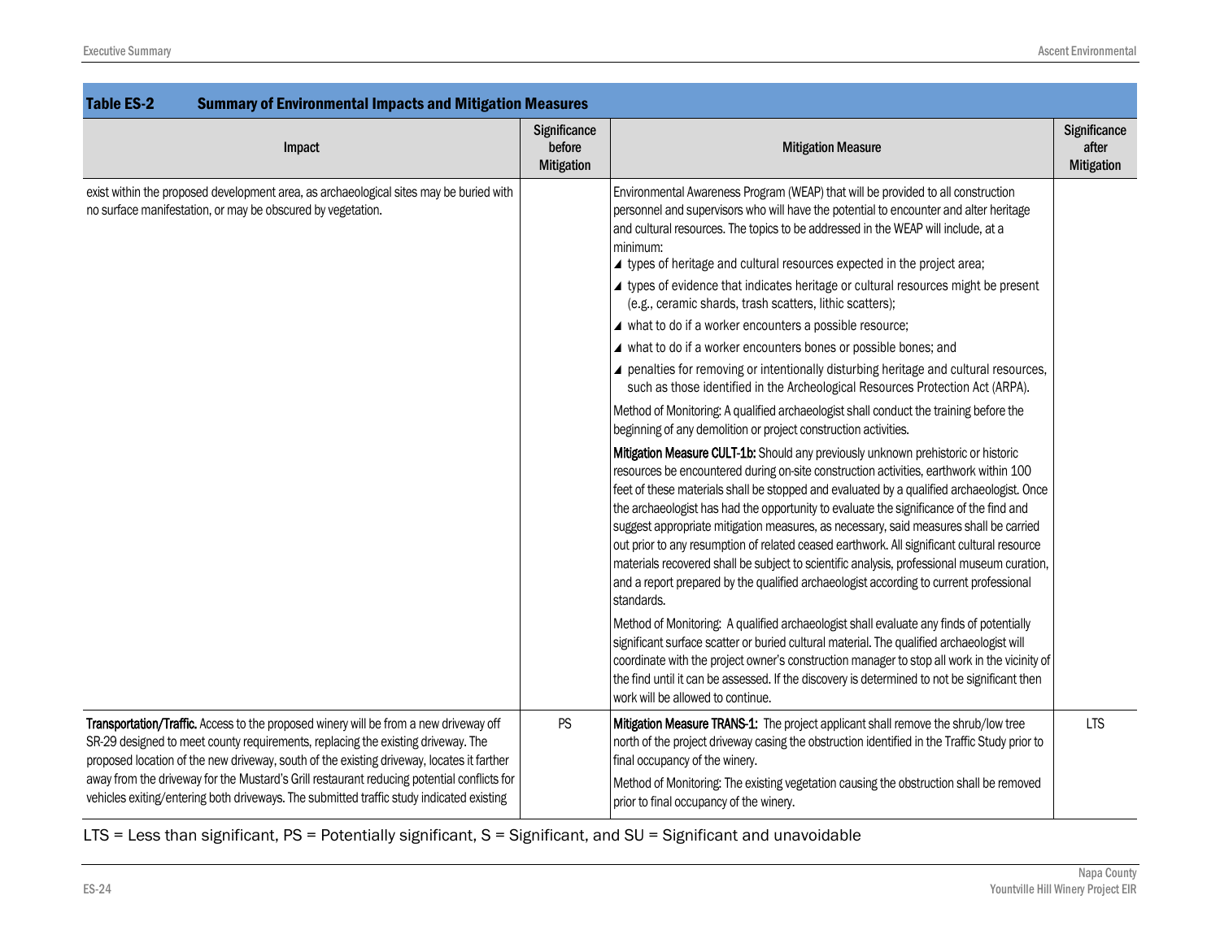| Table ES-2 Summary of Environmental Impacts and Mitigation Measures | | | |
|---|---|---|---|
| **Impact** | **Significance before Mitigation** | **Mitigation Measure** | **Significance after Mitigation** |
| exist within the proposed development area, as archaeological sites may be buried with no surface manifestation, or may be obscured by vegetation. | | Environmental Awareness Program (WEAP) that will be provided to all construction personnel and supervisors who will have the potential to encounter and alter heritage and cultural resources. The topics to be addressed in the WEAP will include, at a minimum:<br>◢ types of heritage and cultural resources expected in the project area;<br>◢ types of evidence that indicates heritage or cultural resources might be present (e.g., ceramic shards, trash scatters, lithic scatters);<br>◢ what to do if a worker encounters a possible resource;<br>◢ what to do if a worker encounters bones or possible bones; and<br>◢ penalties for removing or intentionally disturbing heritage and cultural resources, such as those identified in the Archeological Resources Protection Act (ARPA).<br>Method of Monitoring: A qualified archaeologist shall conduct the training before the beginning of any demolition or project construction activities.<br>**Mitigation Measure CULT-1b:** Should any previously unknown prehistoric or historic resources be encountered during on-site construction activities, earthwork within 100 feet of these materials shall be stopped and evaluated by a qualified archaeologist. Once the archaeologist has had the opportunity to evaluate the significance of the find and suggest appropriate mitigation measures, as necessary, said measures shall be carried out prior to any resumption of related ceased earthwork. All significant cultural resource materials recovered shall be subject to scientific analysis, professional museum curation, and a report prepared by the qualified archaeologist according to current professional standards.<br>Method of Monitoring: A qualified archaeologist shall evaluate any finds of potentially significant surface scatter or buried cultural material. The qualified archaeologist will coordinate with the project owner's construction manager to stop all work in the vicinity of the find until it can be assessed. If the discovery is determined to not be significant then work will be allowed to continue. | |
| **Transportation/Traffic.** Access to the proposed winery will be from a new driveway off SR-29 designed to meet county requirements, replacing the existing driveway. The proposed location of the new driveway, south of the existing driveway, locates it farther away from the driveway for the Mustard's Grill restaurant reducing potential conflicts for vehicles exiting/entering both driveways. The submitted traffic study indicated existing | PS | **Mitigation Measure TRANS-1:** The project applicant shall remove the shrub/low tree north of the project driveway casing the obstruction identified in the Traffic Study prior to final occupancy of the winery.<br>Method of Monitoring: The existing vegetation causing the obstruction shall be removed prior to final occupancy of the winery. | LTS |

LTS = Less than significant, PS = Potentially significant, S = Significant, and SU = Significant and unavoidable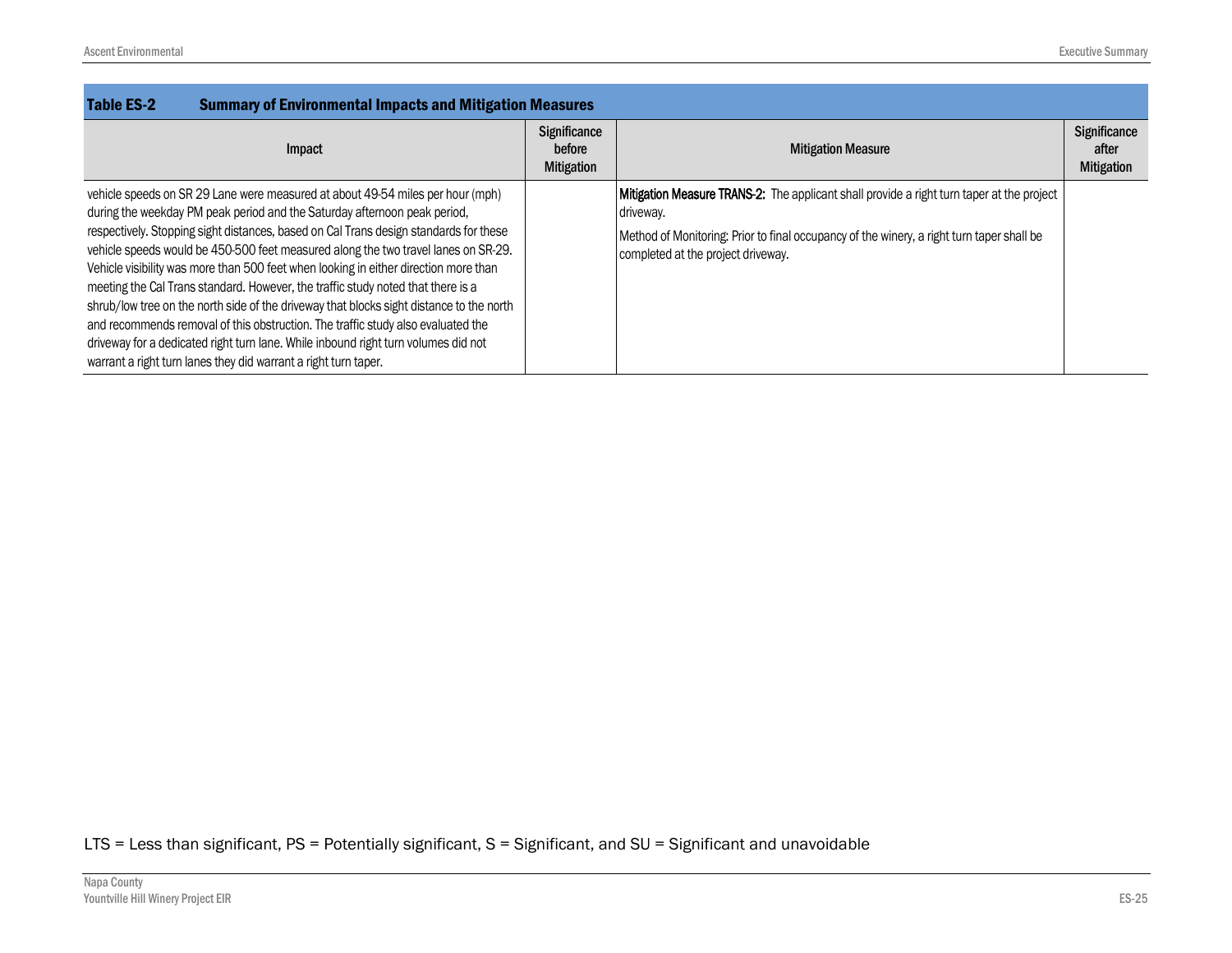**Table ES-2 Summary of Environmental Impacts and Mitigation Measures**

| Impact | Significance before Mitigation | Mitigation Measure | Significance after Mitigation |
|---|---|---|---|
| vehicle speeds on SR 29 Lane were measured at about 49-54 miles per hour (mph) during the weekday PM peak period and the Saturday afternoon peak period, respectively. Stopping sight distances, based on Cal Trans design standards for these vehicle speeds would be 450-500 feet measured along the two travel lanes on SR-29. Vehicle visibility was more than 500 feet when looking in either direction more than meeting the Cal Trans standard. However, the traffic study noted that there is a shrub/low tree on the north side of the driveway that blocks sight distance to the north and recommends removal of this obstruction. The traffic study also evaluated the driveway for a dedicated right turn lane. While inbound right turn volumes did not warrant a right turn lanes they did warrant a right turn taper. | | **Mitigation Measure TRANS-2:** The applicant shall provide a right turn taper at the project driveway.<br><br>Method of Monitoring: Prior to final occupancy of the winery, a right turn taper shall be completed at the project driveway. | |

LTS = Less than significant, PS = Potentially significant, S = Significant, and SU = Significant and unavoidable